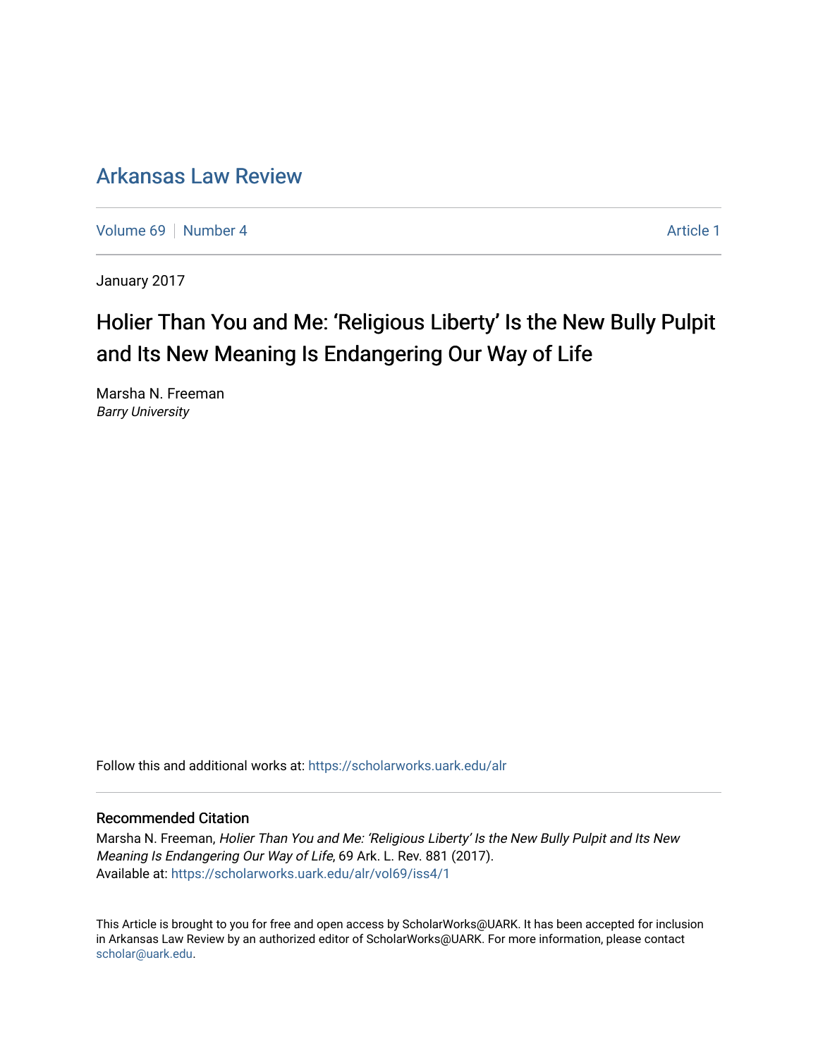# Arkansas Law Review

Volume 69 | Number 4 | Article 1

January 2017

## Holier Than You and Me: 'Religious Liberty' Is the New Bully Pulpit and Its New Meaning Is Endangering Our Way of Life

Marsha N. Freeman
*Barry University*

Follow this and additional works at: https://scholarworks.uark.edu/alr

### Recommended Citation

Marsha N. Freeman, *Holier Than You and Me: 'Religious Liberty' Is the New Bully Pulpit and Its New Meaning Is Endangering Our Way of Life*, 69 Ark. L. Rev. 881 (2017).
Available at: https://scholarworks.uark.edu/alr/vol69/iss4/1

This Article is brought to you for free and open access by ScholarWorks@UARK. It has been accepted for inclusion in Arkansas Law Review by an authorized editor of ScholarWorks@UARK. For more information, please contact scholar@uark.edu.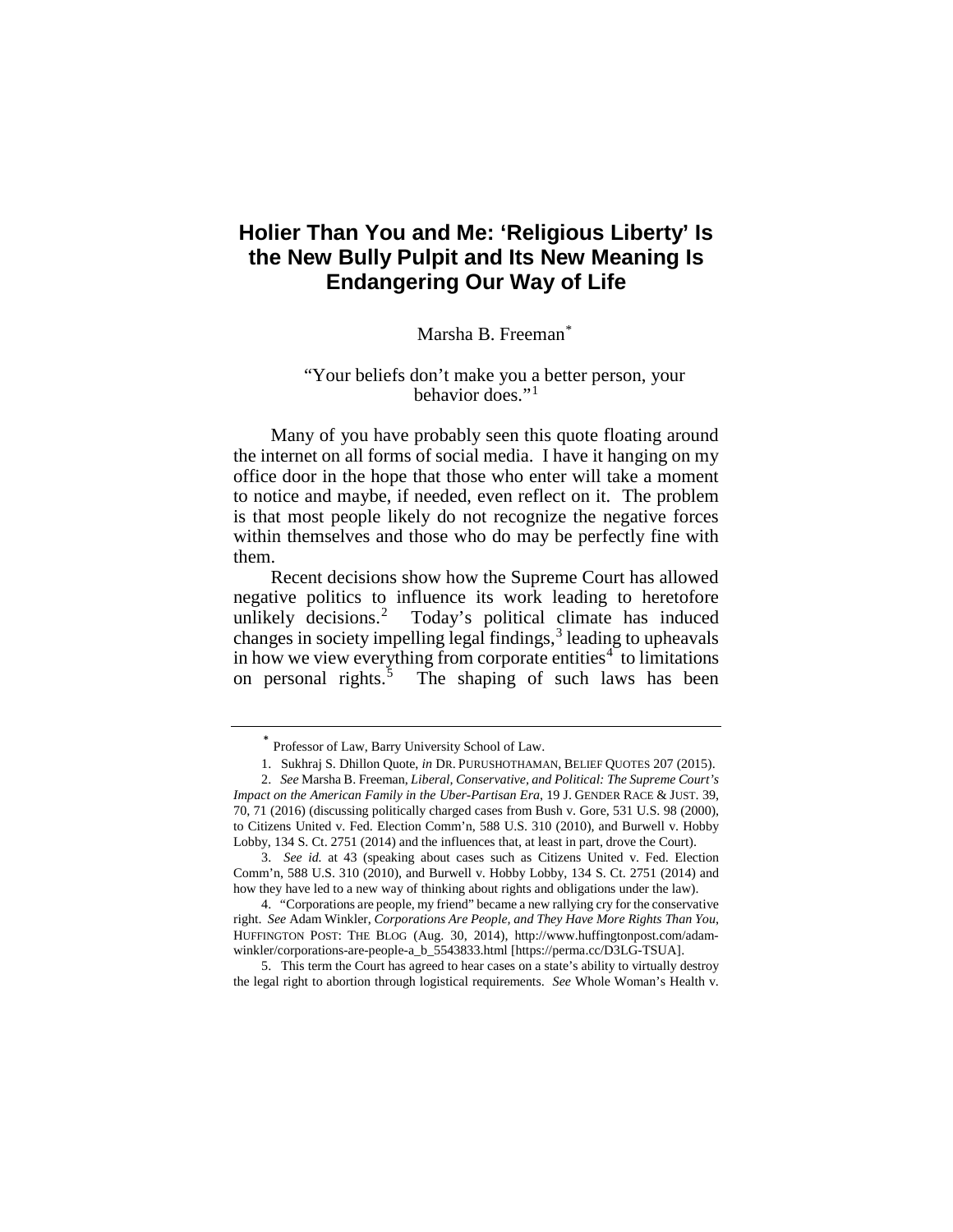# Holier Than You and Me: 'Religious Liberty' Is the New Bully Pulpit and Its New Meaning Is Endangering Our Way of Life

Marsha B. Freeman*

> "Your beliefs don't make you a better person, your behavior does."[1]

Many of you have probably seen this quote floating around the internet on all forms of social media. I have it hanging on my office door in the hope that those who enter will take a moment to notice and maybe, if needed, even reflect on it. The problem is that most people likely do not recognize the negative forces within themselves and those who do may be perfectly fine with them.

Recent decisions show how the Supreme Court has allowed negative politics to influence its work leading to heretofore unlikely decisions.[2] Today's political climate has induced changes in society impelling legal findings,[3] leading to upheavals in how we view everything from corporate entities[4] to limitations on personal rights.[5] The shaping of such laws has been

---

\* Professor of Law, Barry University School of Law.

1. Sukhraj S. Dhillon Quote, *in* DR. PURUSHOTHAMAN, BELIEF QUOTES 207 (2015).

2. *See* Marsha B. Freeman, *Liberal, Conservative, and Political: The Supreme Court's Impact on the American Family in the Uber-Partisan Era*, 19 J. GENDER RACE & JUST. 39, 70, 71 (2016) (discussing politically charged cases from Bush v. Gore, 531 U.S. 98 (2000), to Citizens United v. Fed. Election Comm'n, 588 U.S. 310 (2010), and Burwell v. Hobby Lobby, 134 S. Ct. 2751 (2014) and the influences that, at least in part, drove the Court).

3. *See id.* at 43 (speaking about cases such as Citizens United v. Fed. Election Comm'n, 588 U.S. 310 (2010), and Burwell v. Hobby Lobby, 134 S. Ct. 2751 (2014) and how they have led to a new way of thinking about rights and obligations under the law).

4. "Corporations are people, my friend" became a new rallying cry for the conservative right. *See* Adam Winkler, *Corporations Are People, and They Have More Rights Than You*, HUFFINGTON POST: THE BLOG (Aug. 30, 2014), http://www.huffingtonpost.com/adam-winkler/corporations-are-people-a_b_5543833.html [https://perma.cc/D3LG-TSUA].

5. This term the Court has agreed to hear cases on a state's ability to virtually destroy the legal right to abortion through logistical requirements. *See* Whole Woman's Health v.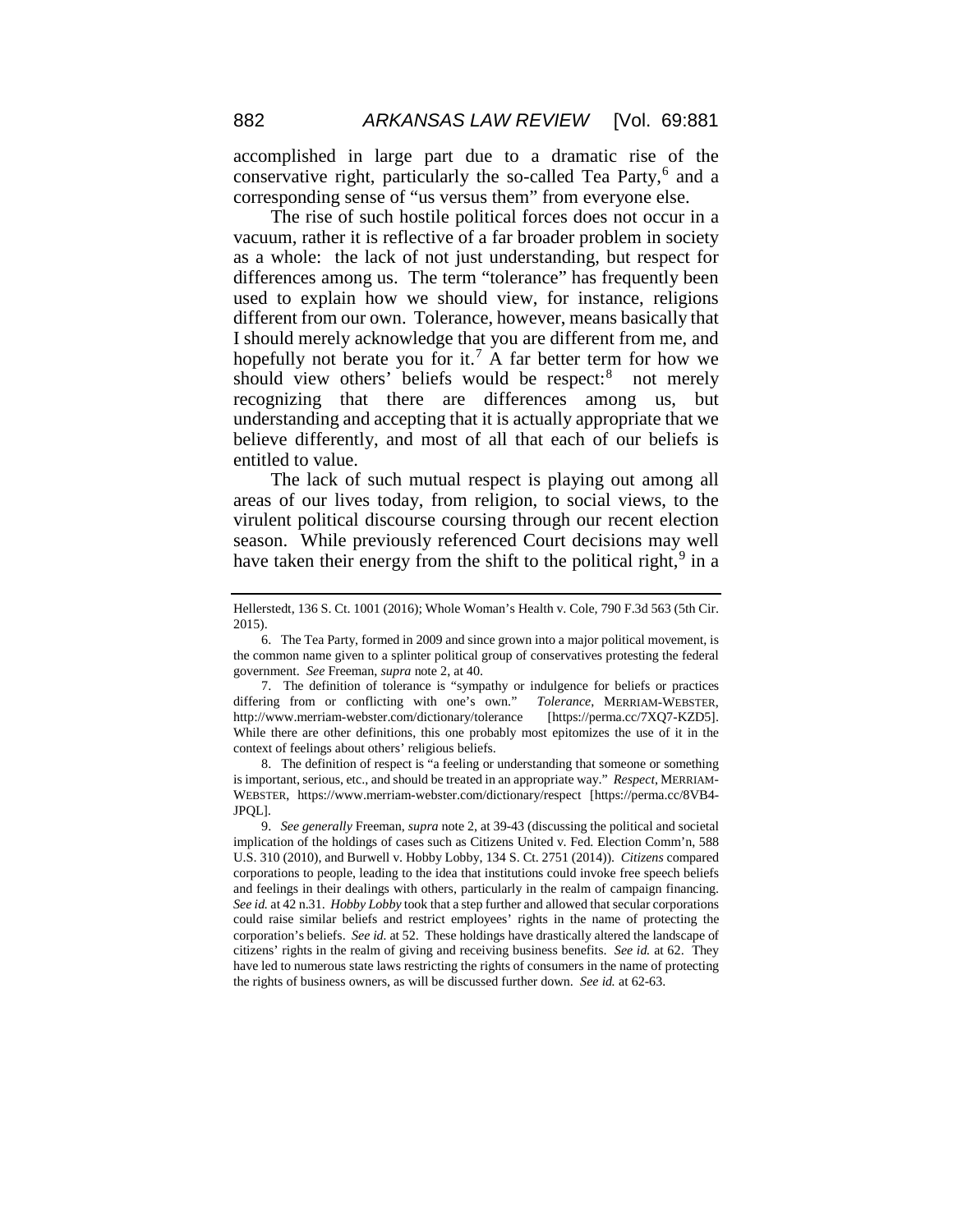accomplished in large part due to a dramatic rise of the conservative right, particularly the so-called Tea Party,[6] and a corresponding sense of "us versus them" from everyone else.

The rise of such hostile political forces does not occur in a vacuum, rather it is reflective of a far broader problem in society as a whole: the lack of not just understanding, but respect for differences among us. The term "tolerance" has frequently been used to explain how we should view, for instance, religions different from our own. Tolerance, however, means basically that I should merely acknowledge that you are different from me, and hopefully not berate you for it.[7] A far better term for how we should view others' beliefs would be respect:[8] not merely recognizing that there are differences among us, but understanding and accepting that it is actually appropriate that we believe differently, and most of all that each of our beliefs is entitled to value.

The lack of such mutual respect is playing out among all areas of our lives today, from religion, to social views, to the virulent political discourse coursing through our recent election season. While previously referenced Court decisions may well have taken their energy from the shift to the political right,[9] in a

---

Hellerstedt, 136 S. Ct. 1001 (2016); Whole Woman's Health v. Cole, 790 F.3d 563 (5th Cir. 2015).

6. The Tea Party, formed in 2009 and since grown into a major political movement, is the common name given to a splinter political group of conservatives protesting the federal government. *See* Freeman, *supra* note 2, at 40.

7. The definition of tolerance is "sympathy or indulgence for beliefs or practices differing from or conflicting with one's own." *Tolerance*, MERRIAM-WEBSTER, http://www.merriam-webster.com/dictionary/tolerance [https://perma.cc/7XQ7-KZD5]. While there are other definitions, this one probably most epitomizes the use of it in the context of feelings about others' religious beliefs.

8. The definition of respect is "a feeling or understanding that someone or something is important, serious, etc., and should be treated in an appropriate way." *Respect*, MERRIAM-WEBSTER, https://www.merriam-webster.com/dictionary/respect [https://perma.cc/8VB4-JPQL].

9. *See generally* Freeman, *supra* note 2, at 39-43 (discussing the political and societal implication of the holdings of cases such as Citizens United v. Fed. Election Comm'n, 588 U.S. 310 (2010), and Burwell v. Hobby Lobby, 134 S. Ct. 2751 (2014)). *Citizens* compared corporations to people, leading to the idea that institutions could invoke free speech beliefs and feelings in their dealings with others, particularly in the realm of campaign financing. *See id.* at 42 n.31. *Hobby Lobby* took that a step further and allowed that secular corporations could raise similar beliefs and restrict employees' rights in the name of protecting the corporation's beliefs. *See id.* at 52. These holdings have drastically altered the landscape of citizens' rights in the realm of giving and receiving business benefits. *See id.* at 62. They have led to numerous state laws restricting the rights of consumers in the name of protecting the rights of business owners, as will be discussed further down. *See id.* at 62-63.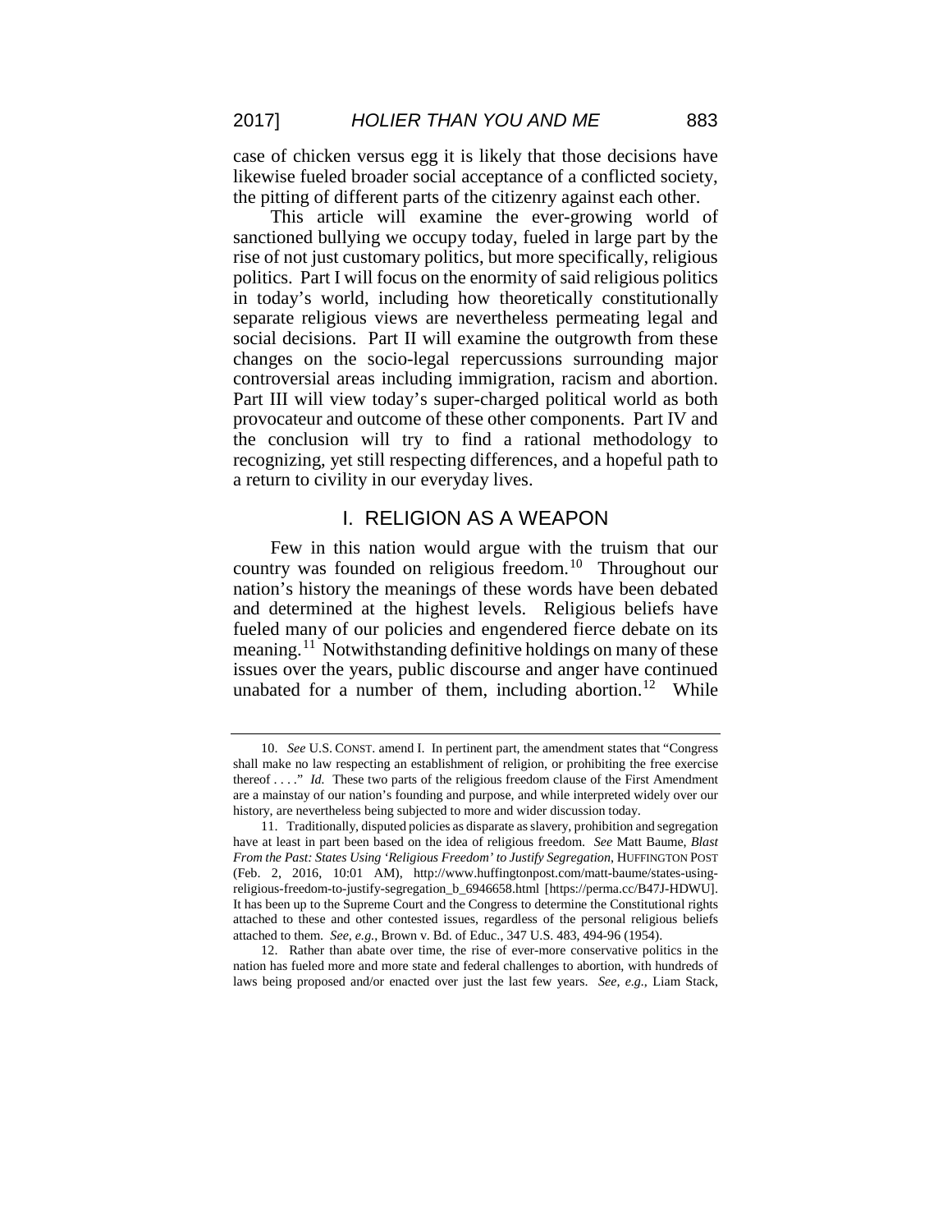case of chicken versus egg it is likely that those decisions have likewise fueled broader social acceptance of a conflicted society, the pitting of different parts of the citizenry against each other.

This article will examine the ever-growing world of sanctioned bullying we occupy today, fueled in large part by the rise of not just customary politics, but more specifically, religious politics. Part I will focus on the enormity of said religious politics in today's world, including how theoretically constitutionally separate religious views are nevertheless permeating legal and social decisions. Part II will examine the outgrowth from these changes on the socio-legal repercussions surrounding major controversial areas including immigration, racism and abortion. Part III will view today's super-charged political world as both provocateur and outcome of these other components. Part IV and the conclusion will try to find a rational methodology to recognizing, yet still respecting differences, and a hopeful path to a return to civility in our everyday lives.

## I. RELIGION AS A WEAPON

Few in this nation would argue with the truism that our country was founded on religious freedom.[10] Throughout our nation's history the meanings of these words have been debated and determined at the highest levels. Religious beliefs have fueled many of our policies and engendered fierce debate on its meaning.[11] Notwithstanding definitive holdings on many of these issues over the years, public discourse and anger have continued unabated for a number of them, including abortion.[12] While

---

10. *See* U.S. CONST. amend I. In pertinent part, the amendment states that "Congress shall make no law respecting an establishment of religion, or prohibiting the free exercise thereof . . . ." *Id.* These two parts of the religious freedom clause of the First Amendment are a mainstay of our nation's founding and purpose, and while interpreted widely over our history, are nevertheless being subjected to more and wider discussion today.

11. Traditionally, disputed policies as disparate as slavery, prohibition and segregation have at least in part been based on the idea of religious freedom. *See* Matt Baume, *Blast From the Past: States Using 'Religious Freedom' to Justify Segregation*, HUFFINGTON POST (Feb. 2, 2016, 10:01 AM), http://www.huffingtonpost.com/matt-baume/states-using-religious-freedom-to-justify-segregation_b_6946658.html [https://perma.cc/B47J-HDWU]. It has been up to the Supreme Court and the Congress to determine the Constitutional rights attached to these and other contested issues, regardless of the personal religious beliefs attached to them. *See, e.g.*, Brown v. Bd. of Educ., 347 U.S. 483, 494-96 (1954).

12. Rather than abate over time, the rise of ever-more conservative politics in the nation has fueled more and more state and federal challenges to abortion, with hundreds of laws being proposed and/or enacted over just the last few years. *See, e.g.*, Liam Stack,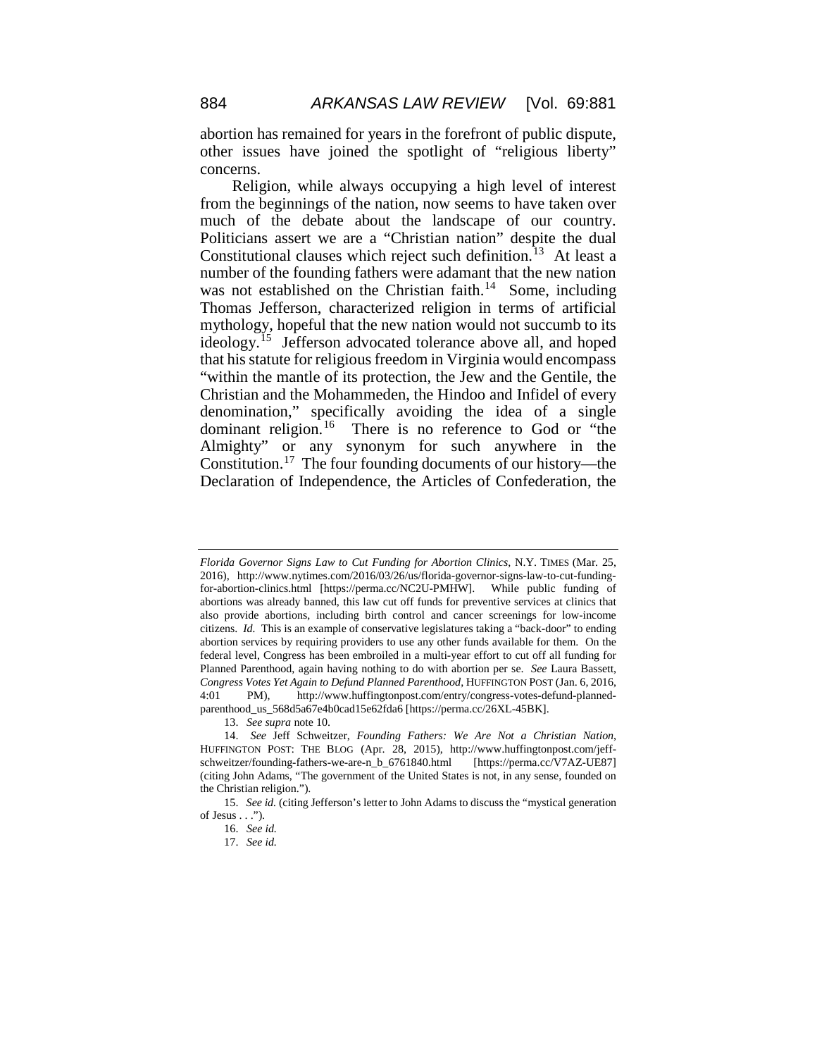abortion has remained for years in the forefront of public dispute, other issues have joined the spotlight of "religious liberty" concerns.

Religion, while always occupying a high level of interest from the beginnings of the nation, now seems to have taken over much of the debate about the landscape of our country. Politicians assert we are a "Christian nation" despite the dual Constitutional clauses which reject such definition.[13] At least a number of the founding fathers were adamant that the new nation was not established on the Christian faith.[14] Some, including Thomas Jefferson, characterized religion in terms of artificial mythology, hopeful that the new nation would not succumb to its ideology.[15] Jefferson advocated tolerance above all, and hoped that his statute for religious freedom in Virginia would encompass "within the mantle of its protection, the Jew and the Gentile, the Christian and the Mohammeden, the Hindoo and Infidel of every denomination," specifically avoiding the idea of a single dominant religion.[16] There is no reference to God or "the Almighty" or any synonym for such anywhere in the Constitution.[17] The four founding documents of our history—the Declaration of Independence, the Articles of Confederation, the

---

*Florida Governor Signs Law to Cut Funding for Abortion Clinics*, N.Y. TIMES (Mar. 25, 2016), http://www.nytimes.com/2016/03/26/us/florida-governor-signs-law-to-cut-funding-for-abortion-clinics.html [https://perma.cc/NC2U-PMHW]. While public funding of abortions was already banned, this law cut off funds for preventive services at clinics that also provide abortions, including birth control and cancer screenings for low-income citizens. *Id.* This is an example of conservative legislatures taking a "back-door" to ending abortion services by requiring providers to use any other funds available for them. On the federal level, Congress has been embroiled in a multi-year effort to cut off all funding for Planned Parenthood, again having nothing to do with abortion per se. *See* Laura Bassett, *Congress Votes Yet Again to Defund Planned Parenthood*, HUFFINGTON POST (Jan. 6, 2016, 4:01 PM), http://www.huffingtonpost.com/entry/congress-votes-defund-planned-parenthood_us_568d5a67e4b0cad15e62fda6 [https://perma.cc/26XL-45BK].

13. *See supra* note 10.

14. *See* Jeff Schweitzer, *Founding Fathers: We Are Not a Christian Nation*, HUFFINGTON POST: THE BLOG (Apr. 28, 2015), http://www.huffingtonpost.com/jeff-schweitzer/founding-fathers-we-are-n_b_6761840.html [https://perma.cc/V7AZ-UE87] (citing John Adams, "The government of the United States is not, in any sense, founded on the Christian religion.").

15. *See id.* (citing Jefferson's letter to John Adams to discuss the "mystical generation of Jesus . . .").

16. *See id.*

17. *See id.*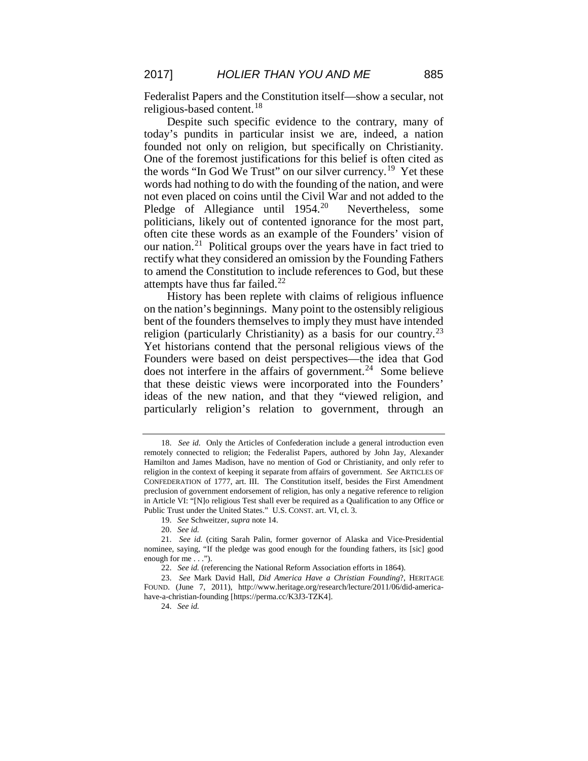Federalist Papers and the Constitution itself—show a secular, not religious-based content.[18]

Despite such specific evidence to the contrary, many of today's pundits in particular insist we are, indeed, a nation founded not only on religion, but specifically on Christianity. One of the foremost justifications for this belief is often cited as the words "In God We Trust" on our silver currency.[19] Yet these words had nothing to do with the founding of the nation, and were not even placed on coins until the Civil War and not added to the Pledge of Allegiance until 1954.[20] Nevertheless, some politicians, likely out of contented ignorance for the most part, often cite these words as an example of the Founders' vision of our nation.[21] Political groups over the years have in fact tried to rectify what they considered an omission by the Founding Fathers to amend the Constitution to include references to God, but these attempts have thus far failed.[22]

History has been replete with claims of religious influence on the nation's beginnings. Many point to the ostensibly religious bent of the founders themselves to imply they must have intended religion (particularly Christianity) as a basis for our country.[23] Yet historians contend that the personal religious views of the Founders were based on deist perspectives—the idea that God does not interfere in the affairs of government.[24] Some believe that these deistic views were incorporated into the Founders' ideas of the new nation, and that they "viewed religion, and particularly religion's relation to government, through an

---

18. *See id.* Only the Articles of Confederation include a general introduction even remotely connected to religion; the Federalist Papers, authored by John Jay, Alexander Hamilton and James Madison, have no mention of God or Christianity, and only refer to religion in the context of keeping it separate from affairs of government. *See* ARTICLES OF CONFEDERATION of 1777, art. III. The Constitution itself, besides the First Amendment preclusion of government endorsement of religion, has only a negative reference to religion in Article VI: "[N]o religious Test shall ever be required as a Qualification to any Office or Public Trust under the United States." U.S. CONST. art. VI, cl. 3.

19. *See* Schweitzer, *supra* note 14.

20. *See id.*

21. *See id.* (citing Sarah Palin, former governor of Alaska and Vice-Presidential nominee, saying, "If the pledge was good enough for the founding fathers, its [sic] good enough for me . . .").

22. *See id.* (referencing the National Reform Association efforts in 1864).

23. *See* Mark David Hall, *Did America Have a Christian Founding*?, HERITAGE FOUND. (June 7, 2011), http://www.heritage.org/research/lecture/2011/06/did-america-have-a-christian-founding [https://perma.cc/K3J3-TZK4].

24. *See id.*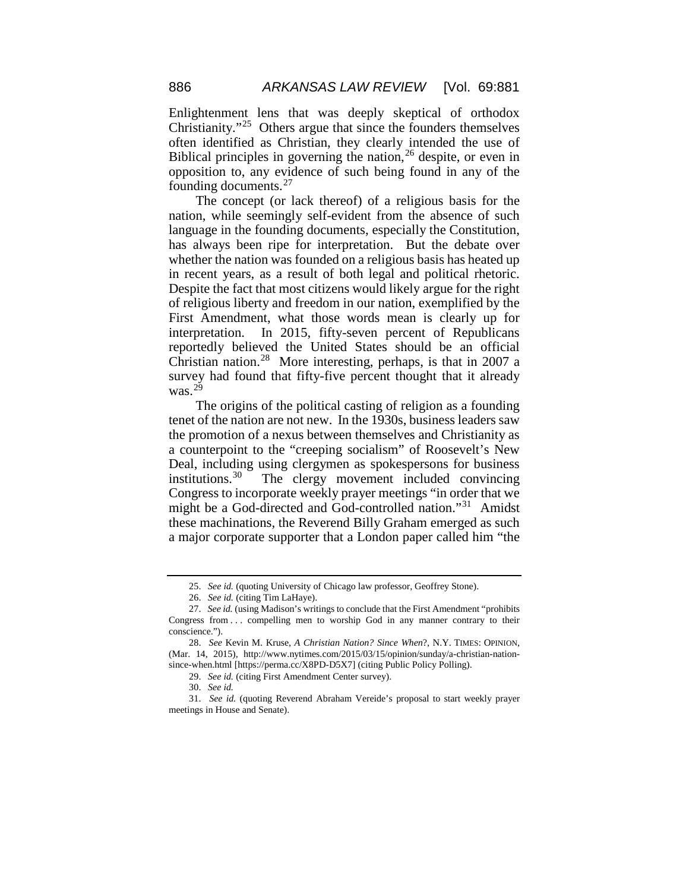Enlightenment lens that was deeply skeptical of orthodox Christianity."[25] Others argue that since the founders themselves often identified as Christian, they clearly intended the use of Biblical principles in governing the nation,[26] despite, or even in opposition to, any evidence of such being found in any of the founding documents.[27]

The concept (or lack thereof) of a religious basis for the nation, while seemingly self-evident from the absence of such language in the founding documents, especially the Constitution, has always been ripe for interpretation. But the debate over whether the nation was founded on a religious basis has heated up in recent years, as a result of both legal and political rhetoric. Despite the fact that most citizens would likely argue for the right of religious liberty and freedom in our nation, exemplified by the First Amendment, what those words mean is clearly up for interpretation. In 2015, fifty-seven percent of Republicans reportedly believed the United States should be an official Christian nation.[28] More interesting, perhaps, is that in 2007 a survey had found that fifty-five percent thought that it already was.[29]

The origins of the political casting of religion as a founding tenet of the nation are not new. In the 1930s, business leaders saw the promotion of a nexus between themselves and Christianity as a counterpoint to the "creeping socialism" of Roosevelt's New Deal, including using clergymen as spokespersons for business institutions.[30] The clergy movement included convincing Congress to incorporate weekly prayer meetings "in order that we might be a God-directed and God-controlled nation."[31] Amidst these machinations, the Reverend Billy Graham emerged as such a major corporate supporter that a London paper called him "the

---

25. *See id.* (quoting University of Chicago law professor, Geoffrey Stone).

26. *See id.* (citing Tim LaHaye).

27. *See id.* (using Madison's writings to conclude that the First Amendment "prohibits Congress from . . . compelling men to worship God in any manner contrary to their conscience.").

28. *See* Kevin M. Kruse, *A Christian Nation? Since When*?, N.Y. TIMES: OPINION, (Mar. 14, 2015), http://www.nytimes.com/2015/03/15/opinion/sunday/a-christian-nation-since-when.html [https://perma.cc/X8PD-D5X7] (citing Public Policy Polling).

29. *See id.* (citing First Amendment Center survey).

30. *See id.*

31. *See id.* (quoting Reverend Abraham Vereide's proposal to start weekly prayer meetings in House and Senate).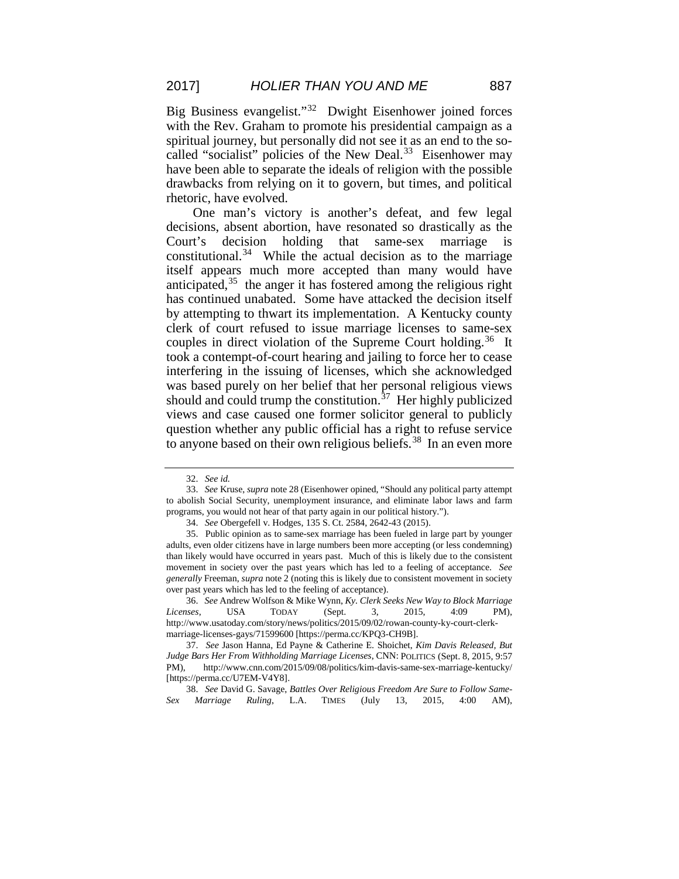Big Business evangelist."[32] Dwight Eisenhower joined forces with the Rev. Graham to promote his presidential campaign as a spiritual journey, but personally did not see it as an end to the so-called "socialist" policies of the New Deal.[33] Eisenhower may have been able to separate the ideals of religion with the possible drawbacks from relying on it to govern, but times, and political rhetoric, have evolved.

One man's victory is another's defeat, and few legal decisions, absent abortion, have resonated so drastically as the Court's decision holding that same-sex marriage is constitutional.[34] While the actual decision as to the marriage itself appears much more accepted than many would have anticipated,[35] the anger it has fostered among the religious right has continued unabated. Some have attacked the decision itself by attempting to thwart its implementation. A Kentucky county clerk of court refused to issue marriage licenses to same-sex couples in direct violation of the Supreme Court holding.[36] It took a contempt-of-court hearing and jailing to force her to cease interfering in the issuing of licenses, which she acknowledged was based purely on her belief that her personal religious views should and could trump the constitution.[37] Her highly publicized views and case caused one former solicitor general to publicly question whether any public official has a right to refuse service to anyone based on their own religious beliefs.[38] In an even more

---

32. *See id.*

33. *See* Kruse, *supra* note 28 (Eisenhower opined, "Should any political party attempt to abolish Social Security, unemployment insurance, and eliminate labor laws and farm programs, you would not hear of that party again in our political history.").

34. *See* Obergefell v. Hodges, 135 S. Ct. 2584, 2642-43 (2015).

35. Public opinion as to same-sex marriage has been fueled in large part by younger adults, even older citizens have in large numbers been more accepting (or less condemning) than likely would have occurred in years past. Much of this is likely due to the consistent movement in society over the past years which has led to a feeling of acceptance. *See generally* Freeman, *supra* note 2 (noting this is likely due to consistent movement in society over past years which has led to the feeling of acceptance).

36. *See* Andrew Wolfson & Mike Wynn, *Ky. Clerk Seeks New Way to Block Marriage Licenses*, USA TODAY (Sept. 3, 2015, 4:09 PM), http://www.usatoday.com/story/news/politics/2015/09/02/rowan-county-ky-court-clerk-marriage-licenses-gays/71599600 [https://perma.cc/KPQ3-CH9B].

37. *See* Jason Hanna, Ed Payne & Catherine E. Shoichet, *Kim Davis Released, But Judge Bars Her From Withholding Marriage Licenses*, CNN: POLITICS (Sept. 8, 2015, 9:57 PM), http://www.cnn.com/2015/09/08/politics/kim-davis-same-sex-marriage-kentucky/ [https://perma.cc/U7EM-V4Y8].

38. *See* David G. Savage, *Battles Over Religious Freedom Are Sure to Follow Same-Sex Marriage Ruling*, L.A. TIMES (July 13, 2015, 4:00 AM),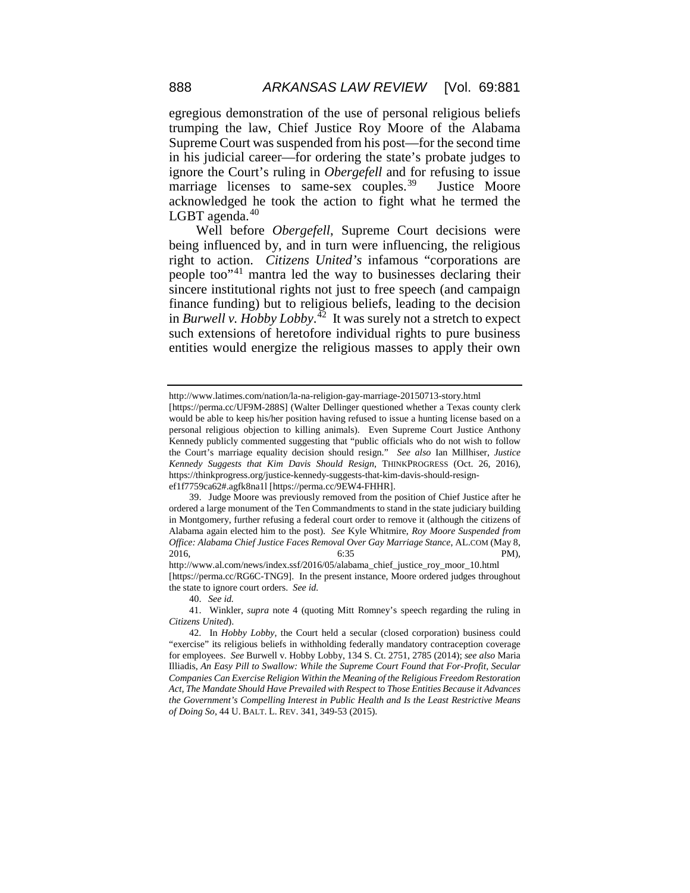egregious demonstration of the use of personal religious beliefs trumping the law, Chief Justice Roy Moore of the Alabama Supreme Court was suspended from his post—for the second time in his judicial career—for ordering the state's probate judges to ignore the Court's ruling in *Obergefell* and for refusing to issue marriage licenses to same-sex couples.[39] Justice Moore acknowledged he took the action to fight what he termed the LGBT agenda.[40]

Well before *Obergefell*, Supreme Court decisions were being influenced by, and in turn were influencing, the religious right to action. *Citizens United's* infamous "corporations are people too"[41] mantra led the way to businesses declaring their sincere institutional rights not just to free speech (and campaign finance funding) but to religious beliefs, leading to the decision in *Burwell v. Hobby Lobby*.[42] It was surely not a stretch to expect such extensions of heretofore individual rights to pure business entities would energize the religious masses to apply their own

---

http://www.latimes.com/nation/la-na-religion-gay-marriage-20150713-story.html [https://perma.cc/UF9M-288S] (Walter Dellinger questioned whether a Texas county clerk would be able to keep his/her position having refused to issue a hunting license based on a personal religious objection to killing animals). Even Supreme Court Justice Anthony Kennedy publicly commented suggesting that "public officials who do not wish to follow the Court's marriage equality decision should resign." *See also* Ian Millhiser, *Justice Kennedy Suggests that Kim Davis Should Resign*, THINKPROGRESS (Oct. 26, 2016), https://thinkprogress.org/justice-kennedy-suggests-that-kim-davis-should-resign-ef1f7759ca62#.agfk8na1l [https://perma.cc/9EW4-FHHR].

39. Judge Moore was previously removed from the position of Chief Justice after he ordered a large monument of the Ten Commandments to stand in the state judiciary building in Montgomery, further refusing a federal court order to remove it (although the citizens of Alabama again elected him to the post). *See* Kyle Whitmire, *Roy Moore Suspended from Office: Alabama Chief Justice Faces Removal Over Gay Marriage Stance*, AL.COM (May 8, 2016, 6:35 PM), http://www.al.com/news/index.ssf/2016/05/alabama_chief_justice_roy_moor_10.html [https://perma.cc/RG6C-TNG9]. In the present instance, Moore ordered judges throughout the state to ignore court orders. *See id.*

40. *See id.*

41. Winkler, *supra* note 4 (quoting Mitt Romney's speech regarding the ruling in *Citizens United*).

42. In *Hobby Lobby*, the Court held a secular (closed corporation) business could "exercise" its religious beliefs in withholding federally mandatory contraception coverage for employees. *See* Burwell v. Hobby Lobby, 134 S. Ct. 2751, 2785 (2014); *see also* Maria Illiadis, *An Easy Pill to Swallow: While the Supreme Court Found that For-Profit, Secular Companies Can Exercise Religion Within the Meaning of the Religious Freedom Restoration Act, The Mandate Should Have Prevailed with Respect to Those Entities Because it Advances the Government's Compelling Interest in Public Health and Is the Least Restrictive Means of Doing So*, 44 U. BALT. L. REV. 341, 349-53 (2015).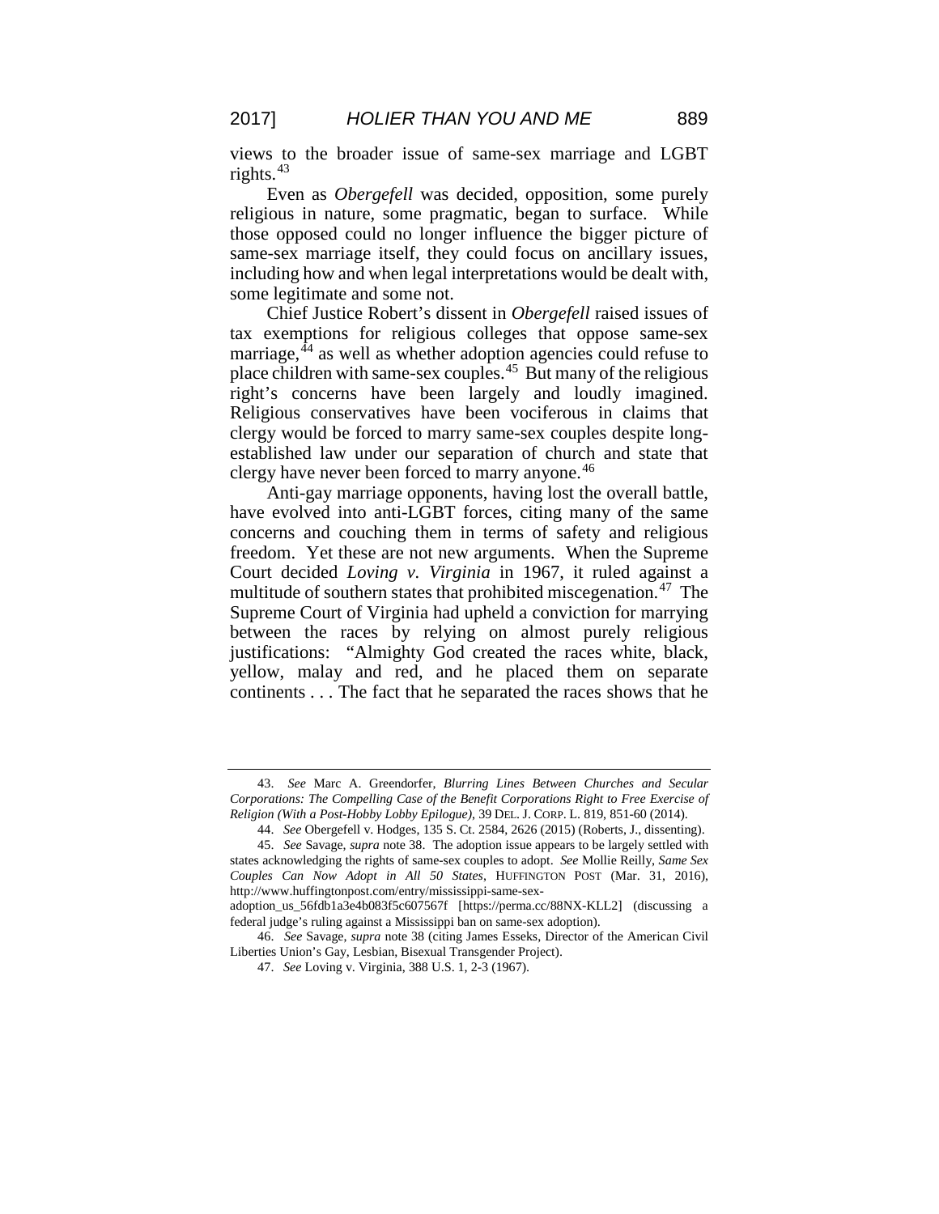views to the broader issue of same-sex marriage and LGBT rights.[43]

Even as *Obergefell* was decided, opposition, some purely religious in nature, some pragmatic, began to surface. While those opposed could no longer influence the bigger picture of same-sex marriage itself, they could focus on ancillary issues, including how and when legal interpretations would be dealt with, some legitimate and some not.

Chief Justice Robert's dissent in *Obergefell* raised issues of tax exemptions for religious colleges that oppose same-sex marriage,[44] as well as whether adoption agencies could refuse to place children with same-sex couples.[45] But many of the religious right's concerns have been largely and loudly imagined. Religious conservatives have been vociferous in claims that clergy would be forced to marry same-sex couples despite long-established law under our separation of church and state that clergy have never been forced to marry anyone.[46]

Anti-gay marriage opponents, having lost the overall battle, have evolved into anti-LGBT forces, citing many of the same concerns and couching them in terms of safety and religious freedom. Yet these are not new arguments. When the Supreme Court decided *Loving v. Virginia* in 1967, it ruled against a multitude of southern states that prohibited miscegenation.[47] The Supreme Court of Virginia had upheld a conviction for marrying between the races by relying on almost purely religious justifications: "Almighty God created the races white, black, yellow, malay and red, and he placed them on separate continents . . . The fact that he separated the races shows that he

---

43. *See* Marc A. Greendorfer, *Blurring Lines Between Churches and Secular Corporations: The Compelling Case of the Benefit Corporations Right to Free Exercise of Religion (With a Post-Hobby Lobby Epilogue)*, 39 DEL. J. CORP. L. 819, 851-60 (2014).

44. *See* Obergefell v. Hodges, 135 S. Ct. 2584, 2626 (2015) (Roberts, J., dissenting).

45. *See* Savage, *supra* note 38. The adoption issue appears to be largely settled with states acknowledging the rights of same-sex couples to adopt. *See* Mollie Reilly, *Same Sex Couples Can Now Adopt in All 50 States*, HUFFINGTON POST (Mar. 31, 2016), http://www.huffingtonpost.com/entry/mississippi-same-sex-adoption_us_56fdb1a3e4b083f5c607567f [https://perma.cc/88NX-KLL2] (discussing a federal judge's ruling against a Mississippi ban on same-sex adoption).

46. *See* Savage, *supra* note 38 (citing James Esseks, Director of the American Civil Liberties Union's Gay, Lesbian, Bisexual Transgender Project).

47. *See* Loving v. Virginia, 388 U.S. 1, 2-3 (1967).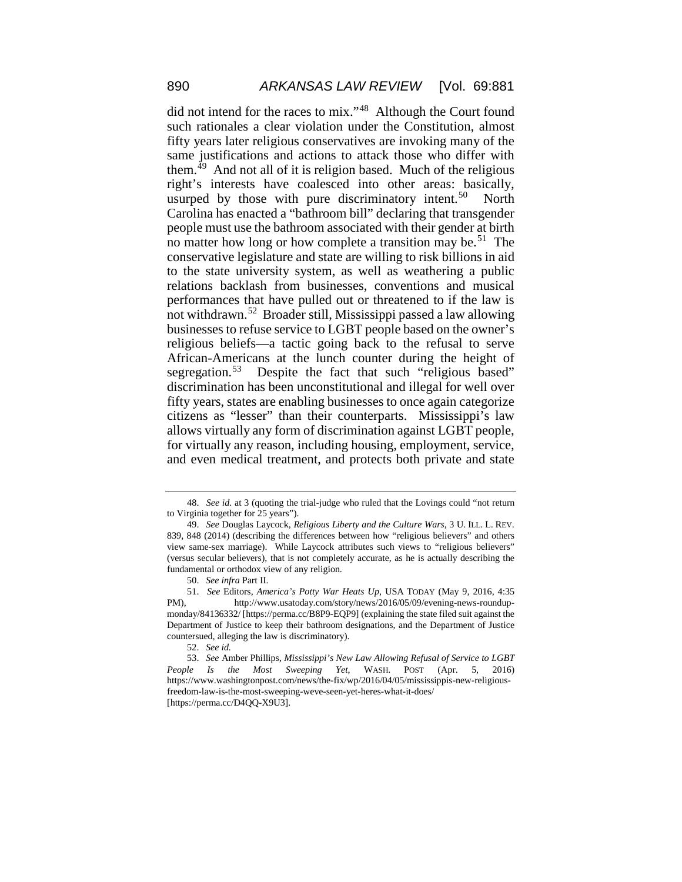did not intend for the races to mix."[48] Although the Court found such rationales a clear violation under the Constitution, almost fifty years later religious conservatives are invoking many of the same justifications and actions to attack those who differ with them.[49] And not all of it is religion based. Much of the religious right's interests have coalesced into other areas: basically, usurped by those with pure discriminatory intent.[50] North Carolina has enacted a "bathroom bill" declaring that transgender people must use the bathroom associated with their gender at birth no matter how long or how complete a transition may be.[51] The conservative legislature and state are willing to risk billions in aid to the state university system, as well as weathering a public relations backlash from businesses, conventions and musical performances that have pulled out or threatened to if the law is not withdrawn.[52] Broader still, Mississippi passed a law allowing businesses to refuse service to LGBT people based on the owner's religious beliefs—a tactic going back to the refusal to serve African-Americans at the lunch counter during the height of segregation.[53] Despite the fact that such "religious based" discrimination has been unconstitutional and illegal for well over fifty years, states are enabling businesses to once again categorize citizens as "lesser" than their counterparts. Mississippi's law allows virtually any form of discrimination against LGBT people, for virtually any reason, including housing, employment, service, and even medical treatment, and protects both private and state

---

48. *See id.* at 3 (quoting the trial-judge who ruled that the Lovings could "not return to Virginia together for 25 years").

49. *See* Douglas Laycock, *Religious Liberty and the Culture Wars*, 3 U. ILL. L. REV. 839, 848 (2014) (describing the differences between how "religious believers" and others view same-sex marriage). While Laycock attributes such views to "religious believers" (versus secular believers), that is not completely accurate, as he is actually describing the fundamental or orthodox view of any religion.

50. *See infra* Part II.

51. *See* Editors, *America's Potty War Heats Up*, USA TODAY (May 9, 2016, 4:35 PM), http://www.usatoday.com/story/news/2016/05/09/evening-news-roundup-monday/84136332/ [https://perma.cc/B8P9-EQP9] (explaining the state filed suit against the Department of Justice to keep their bathroom designations, and the Department of Justice countersued, alleging the law is discriminatory).

52. *See id.*

53. *See* Amber Phillips, *Mississippi's New Law Allowing Refusal of Service to LGBT People Is the Most Sweeping Yet*, WASH. POST (Apr. 5, 2016) https://www.washingtonpost.com/news/the-fix/wp/2016/04/05/mississippis-new-religious-freedom-law-is-the-most-sweeping-weve-seen-yet-heres-what-it-does/ [https://perma.cc/D4QQ-X9U3].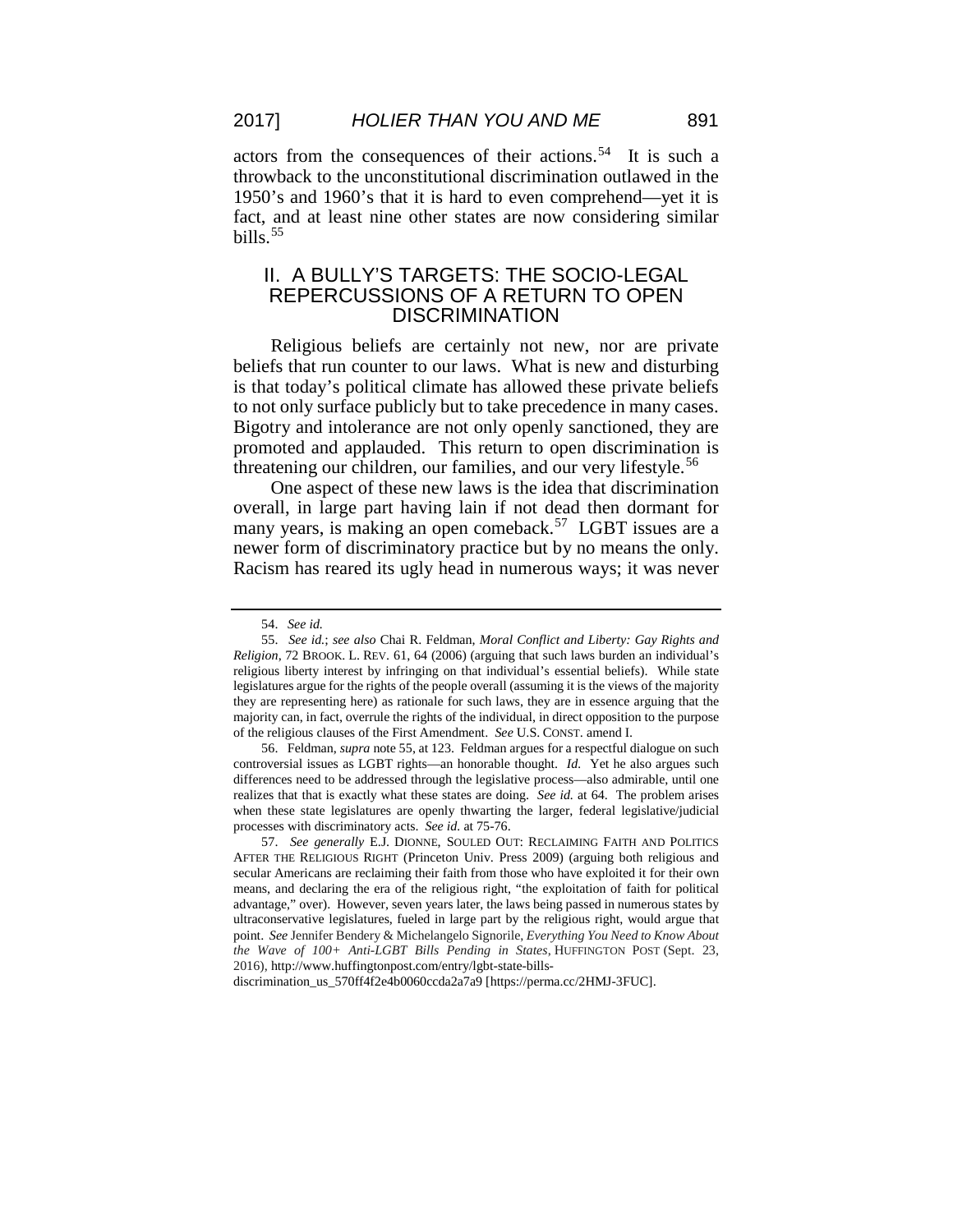actors from the consequences of their actions.[54] It is such a throwback to the unconstitutional discrimination outlawed in the 1950's and 1960's that it is hard to even comprehend—yet it is fact, and at least nine other states are now considering similar bills.[55]

## II. A BULLY'S TARGETS: THE SOCIO-LEGAL REPERCUSSIONS OF A RETURN TO OPEN DISCRIMINATION

Religious beliefs are certainly not new, nor are private beliefs that run counter to our laws. What is new and disturbing is that today's political climate has allowed these private beliefs to not only surface publicly but to take precedence in many cases. Bigotry and intolerance are not only openly sanctioned, they are promoted and applauded. This return to open discrimination is threatening our children, our families, and our very lifestyle.[56]

One aspect of these new laws is the idea that discrimination overall, in large part having lain if not dead then dormant for many years, is making an open comeback.[57] LGBT issues are a newer form of discriminatory practice but by no means the only. Racism has reared its ugly head in numerous ways; it was never

---

54. *See id.*

55. *See id.*; *see also* Chai R. Feldman, *Moral Conflict and Liberty: Gay Rights and Religion*, 72 BROOK. L. REV. 61, 64 (2006) (arguing that such laws burden an individual's religious liberty interest by infringing on that individual's essential beliefs). While state legislatures argue for the rights of the people overall (assuming it is the views of the majority they are representing here) as rationale for such laws, they are in essence arguing that the majority can, in fact, overrule the rights of the individual, in direct opposition to the purpose of the religious clauses of the First Amendment. *See* U.S. CONST. amend I.

56. Feldman, *supra* note 55, at 123. Feldman argues for a respectful dialogue on such controversial issues as LGBT rights—an honorable thought. *Id.* Yet he also argues such differences need to be addressed through the legislative process—also admirable, until one realizes that that is exactly what these states are doing. *See id.* at 64. The problem arises when these state legislatures are openly thwarting the larger, federal legislative/judicial processes with discriminatory acts. *See id.* at 75-76.

57. *See generally* E.J. DIONNE, SOULED OUT: RECLAIMING FAITH AND POLITICS AFTER THE RELIGIOUS RIGHT (Princeton Univ. Press 2009) (arguing both religious and secular Americans are reclaiming their faith from those who have exploited it for their own means, and declaring the era of the religious right, "the exploitation of faith for political advantage," over). However, seven years later, the laws being passed in numerous states by ultraconservative legislatures, fueled in large part by the religious right, would argue that point. *See* Jennifer Bendery & Michelangelo Signorile, *Everything You Need to Know About the Wave of 100+ Anti-LGBT Bills Pending in States*, HUFFINGTON POST (Sept. 23, 2016), http://www.huffingtonpost.com/entry/lgbt-state-bills-discrimination_us_570ff4f2e4b0060ccda2a7a9 [https://perma.cc/2HMJ-3FUC].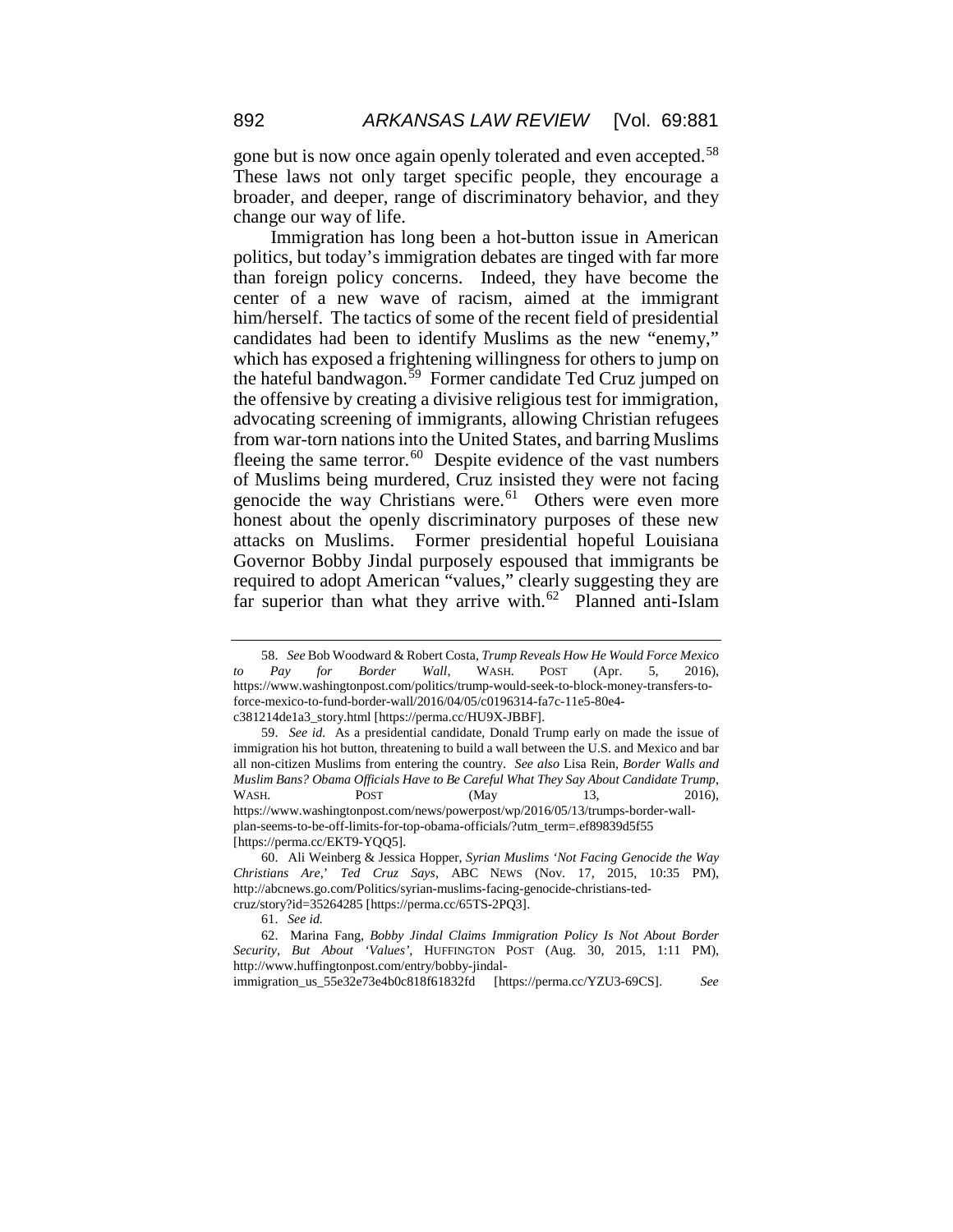gone but is now once again openly tolerated and even accepted.[58] These laws not only target specific people, they encourage a broader, and deeper, range of discriminatory behavior, and they change our way of life.

Immigration has long been a hot-button issue in American politics, but today's immigration debates are tinged with far more than foreign policy concerns. Indeed, they have become the center of a new wave of racism, aimed at the immigrant him/herself. The tactics of some of the recent field of presidential candidates had been to identify Muslims as the new "enemy," which has exposed a frightening willingness for others to jump on the hateful bandwagon.[59] Former candidate Ted Cruz jumped on the offensive by creating a divisive religious test for immigration, advocating screening of immigrants, allowing Christian refugees from war-torn nations into the United States, and barring Muslims fleeing the same terror.[60] Despite evidence of the vast numbers of Muslims being murdered, Cruz insisted they were not facing genocide the way Christians were.[61] Others were even more honest about the openly discriminatory purposes of these new attacks on Muslims. Former presidential hopeful Louisiana Governor Bobby Jindal purposely espoused that immigrants be required to adopt American "values," clearly suggesting they are far superior than what they arrive with.[62] Planned anti-Islam

---

58. *See* Bob Woodward & Robert Costa, *Trump Reveals How He Would Force Mexico to Pay for Border Wall*, WASH. POST (Apr. 5, 2016), https://www.washingtonpost.com/politics/trump-would-seek-to-block-money-transfers-to-force-mexico-to-fund-border-wall/2016/04/05/c0196314-fa7c-11e5-80e4-c381214de1a3_story.html [https://perma.cc/HU9X-JBBF].

59. *See id*. As a presidential candidate, Donald Trump early on made the issue of immigration his hot button, threatening to build a wall between the U.S. and Mexico and bar all non-citizen Muslims from entering the country. *See also* Lisa Rein, *Border Walls and Muslim Bans? Obama Officials Have to Be Careful What They Say About Candidate Trump*, WASH. POST (May 13, 2016), https://www.washingtonpost.com/news/powerpost/wp/2016/05/13/trumps-border-wall-plan-seems-to-be-off-limits-for-top-obama-officials/?utm_term=.ef89839d5f55 [https://perma.cc/EKT9-YQQ5].

60. Ali Weinberg & Jessica Hopper, *Syrian Muslims 'Not Facing Genocide the Way Christians Are,' Ted Cruz Says*, ABC NEWS (Nov. 17, 2015, 10:35 PM), http://abcnews.go.com/Politics/syrian-muslims-facing-genocide-christians-ted-cruz/story?id=35264285 [https://perma.cc/65TS-2PQ3].

61. *See id.*

62. Marina Fang, *Bobby Jindal Claims Immigration Policy Is Not About Border Security, But About 'Values'*, HUFFINGTON POST (Aug. 30, 2015, 1:11 PM), http://www.huffingtonpost.com/entry/bobby-jindal-immigration_us_55e32e73e4b0c818f61832fd [https://perma.cc/YZU3-69CS]. *See*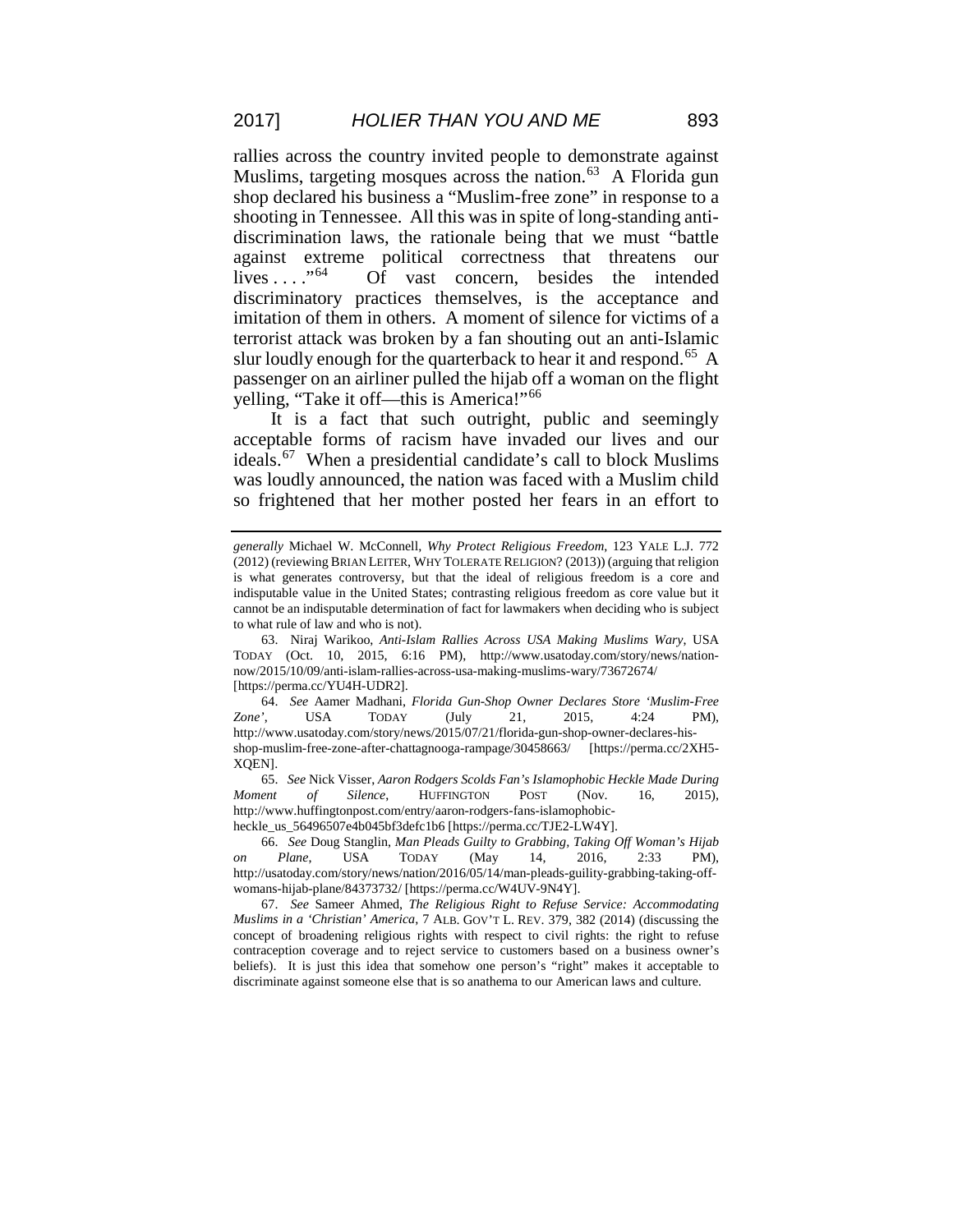rallies across the country invited people to demonstrate against Muslims, targeting mosques across the nation.[63] A Florida gun shop declared his business a "Muslim-free zone" in response to a shooting in Tennessee. All this was in spite of long-standing anti-discrimination laws, the rationale being that we must "battle against extreme political correctness that threatens our lives . . . ."[64] Of vast concern, besides the intended discriminatory practices themselves, is the acceptance and imitation of them in others. A moment of silence for victims of a terrorist attack was broken by a fan shouting out an anti-Islamic slur loudly enough for the quarterback to hear it and respond.[65] A passenger on an airliner pulled the hijab off a woman on the flight yelling, "Take it off—this is America!"[66]

It is a fact that such outright, public and seemingly acceptable forms of racism have invaded our lives and our ideals.[67] When a presidential candidate's call to block Muslims was loudly announced, the nation was faced with a Muslim child so frightened that her mother posted her fears in an effort to

---

*generally* Michael W. McConnell, *Why Protect Religious Freedom*, 123 YALE L.J. 772 (2012) (reviewing BRIAN LEITER, WHY TOLERATE RELIGION? (2013)) (arguing that religion is what generates controversy, but that the ideal of religious freedom is a core and indisputable value in the United States; contrasting religious freedom as core value but it cannot be an indisputable determination of fact for lawmakers when deciding who is subject to what rule of law and who is not).

63. Niraj Warikoo, *Anti-Islam Rallies Across USA Making Muslims Wary*, USA TODAY (Oct. 10, 2015, 6:16 PM), http://www.usatoday.com/story/news/nation-now/2015/10/09/anti-islam-rallies-across-usa-making-muslims-wary/73672674/ [https://perma.cc/YU4H-UDR2].

64. *See* Aamer Madhani, *Florida Gun-Shop Owner Declares Store 'Muslim-Free Zone'*, USA TODAY (July 21, 2015, 4:24 PM), http://www.usatoday.com/story/news/2015/07/21/florida-gun-shop-owner-declares-his-shop-muslim-free-zone-after-chattagnooga-rampage/30458663/ [https://perma.cc/2XH5-XQEN].

65. *See* Nick Visser, *Aaron Rodgers Scolds Fan's Islamophobic Heckle Made During Moment of Silence*, HUFFINGTON POST (Nov. 16, 2015), http://www.huffingtonpost.com/entry/aaron-rodgers-fans-islamophobic-heckle_us_56496507e4b045bf3defc1b6 [https://perma.cc/TJE2-LW4Y].

66. *See* Doug Stanglin, *Man Pleads Guilty to Grabbing, Taking Off Woman's Hijab on Plane*, USA TODAY (May 14, 2016, 2:33 PM), http://usatoday.com/story/news/nation/2016/05/14/man-pleads-guility-grabbing-taking-off-womans-hijab-plane/84373732/ [https://perma.cc/W4UV-9N4Y].

67. *See* Sameer Ahmed, *The Religious Right to Refuse Service: Accommodating Muslims in a 'Christian' America*, 7 ALB. GOV'T L. REV. 379, 382 (2014) (discussing the concept of broadening religious rights with respect to civil rights: the right to refuse contraception coverage and to reject service to customers based on a business owner's beliefs). It is just this idea that somehow one person's "right" makes it acceptable to discriminate against someone else that is so anathema to our American laws and culture.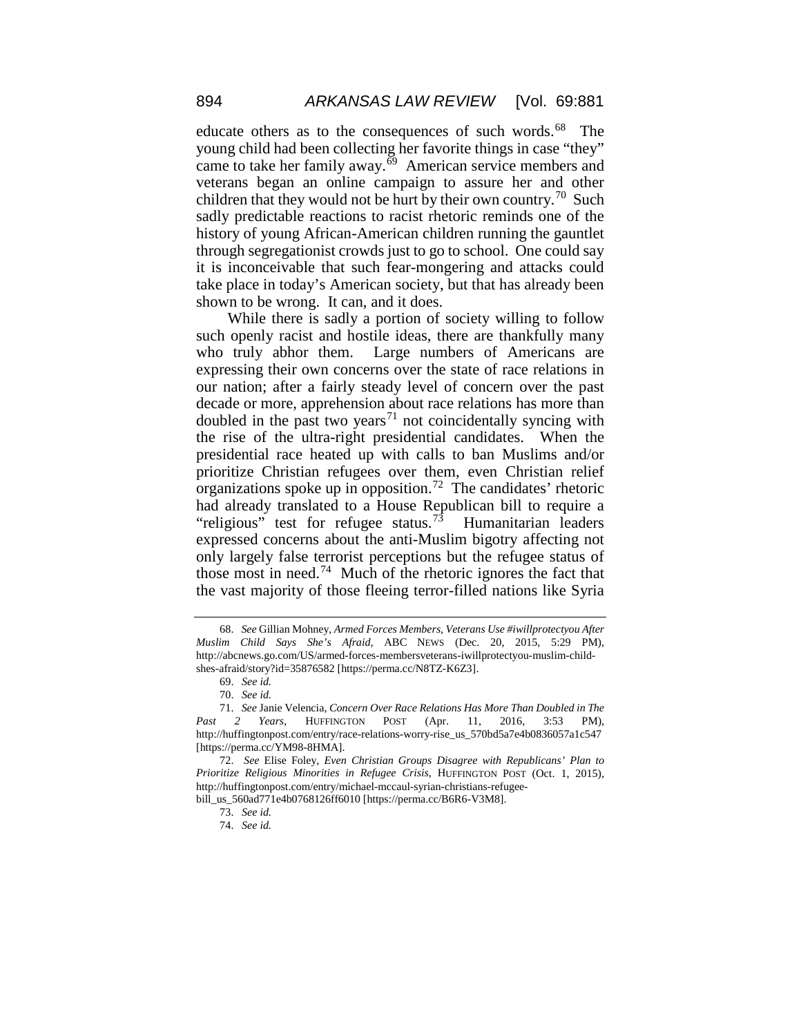educate others as to the consequences of such words.[68] The young child had been collecting her favorite things in case "they" came to take her family away.[69] American service members and veterans began an online campaign to assure her and other children that they would not be hurt by their own country.[70] Such sadly predictable reactions to racist rhetoric reminds one of the history of young African-American children running the gauntlet through segregationist crowds just to go to school. One could say it is inconceivable that such fear-mongering and attacks could take place in today's American society, but that has already been shown to be wrong. It can, and it does.

While there is sadly a portion of society willing to follow such openly racist and hostile ideas, there are thankfully many who truly abhor them. Large numbers of Americans are expressing their own concerns over the state of race relations in our nation; after a fairly steady level of concern over the past decade or more, apprehension about race relations has more than doubled in the past two years[71] not coincidentally syncing with the rise of the ultra-right presidential candidates. When the presidential race heated up with calls to ban Muslims and/or prioritize Christian refugees over them, even Christian relief organizations spoke up in opposition.[72] The candidates' rhetoric had already translated to a House Republican bill to require a "religious" test for refugee status.[73] Humanitarian leaders expressed concerns about the anti-Muslim bigotry affecting not only largely false terrorist perceptions but the refugee status of those most in need.[74] Much of the rhetoric ignores the fact that the vast majority of those fleeing terror-filled nations like Syria

---

68. *See* Gillian Mohney, *Armed Forces Members, Veterans Use #iwillprotectyou After Muslim Child Says She's Afraid*, ABC NEWS (Dec. 20, 2015, 5:29 PM), http://abcnews.go.com/US/armed-forces-membersveterans-iwillprotectyou-muslim-child-shes-afraid/story?id=35876582 [https://perma.cc/N8TZ-K6Z3].

69. *See id.*

70. *See id.*

71. *See* Janie Velencia, *Concern Over Race Relations Has More Than Doubled in The Past 2 Years*, HUFFINGTON POST (Apr. 11, 2016, 3:53 PM), http://huffingtonpost.com/entry/race-relations-worry-rise_us_570bd5a7e4b0836057a1c547 [https://perma.cc/YM98-8HMA].

72. *See* Elise Foley, *Even Christian Groups Disagree with Republicans' Plan to Prioritize Religious Minorities in Refugee Crisis*, HUFFINGTON POST (Oct. 1, 2015), http://huffingtonpost.com/entry/michael-mccaul-syrian-christians-refugee-bill_us_560ad771e4b0768126ff6010 [https://perma.cc/B6R6-V3M8].

73. *See id.*

74. *See id.*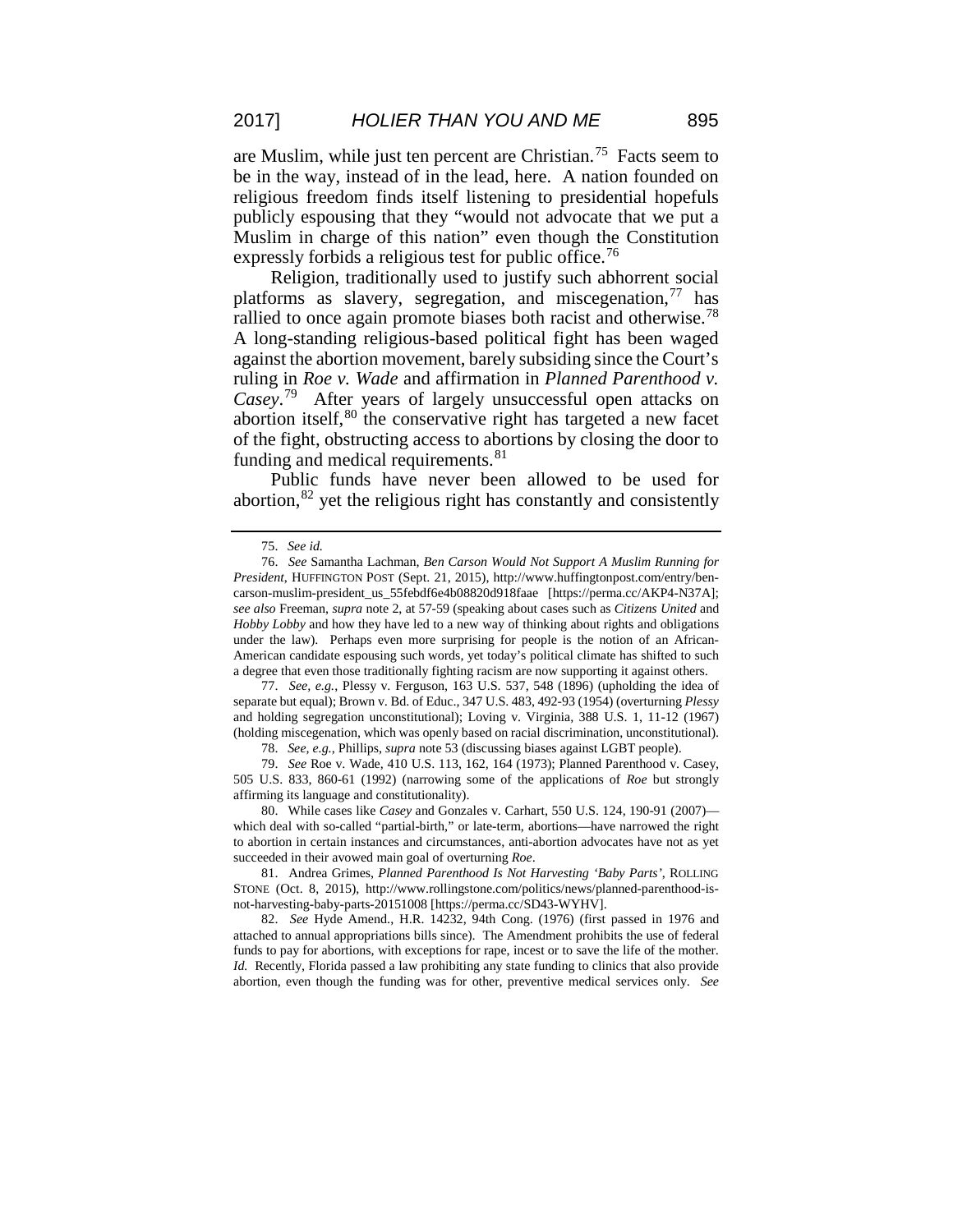are Muslim, while just ten percent are Christian.[75] Facts seem to be in the way, instead of in the lead, here. A nation founded on religious freedom finds itself listening to presidential hopefuls publicly espousing that they "would not advocate that we put a Muslim in charge of this nation" even though the Constitution expressly forbids a religious test for public office.[76]

Religion, traditionally used to justify such abhorrent social platforms as slavery, segregation, and miscegenation,[77] has rallied to once again promote biases both racist and otherwise.[78] A long-standing religious-based political fight has been waged against the abortion movement, barely subsiding since the Court's ruling in *Roe v. Wade* and affirmation in *Planned Parenthood v. Casey*.[79] After years of largely unsuccessful open attacks on abortion itself,[80] the conservative right has targeted a new facet of the fight, obstructing access to abortions by closing the door to funding and medical requirements.[81]

Public funds have never been allowed to be used for abortion,[82] yet the religious right has constantly and consistently

---

75. *See id.*

76. *See* Samantha Lachman, *Ben Carson Would Not Support A Muslim Running for President*, HUFFINGTON POST (Sept. 21, 2015), http://www.huffingtonpost.com/entry/ben-carson-muslim-president_us_55febdf6e4b08820d918faae [https://perma.cc/AKP4-N37A]; *see also* Freeman, *supra* note 2, at 57-59 (speaking about cases such as *Citizens United* and *Hobby Lobby* and how they have led to a new way of thinking about rights and obligations under the law). Perhaps even more surprising for people is the notion of an African-American candidate espousing such words, yet today's political climate has shifted to such a degree that even those traditionally fighting racism are now supporting it against others.

77. *See, e.g.*, Plessy v. Ferguson, 163 U.S. 537, 548 (1896) (upholding the idea of separate but equal); Brown v. Bd. of Educ., 347 U.S. 483, 492-93 (1954) (overturning *Plessy* and holding segregation unconstitutional); Loving v. Virginia, 388 U.S. 1, 11-12 (1967) (holding miscegenation, which was openly based on racial discrimination, unconstitutional).

78. *See, e.g.*, Phillips, *supra* note 53 (discussing biases against LGBT people).

79. *See* Roe v. Wade, 410 U.S. 113, 162, 164 (1973); Planned Parenthood v. Casey, 505 U.S. 833, 860-61 (1992) (narrowing some of the applications of *Roe* but strongly affirming its language and constitutionality).

80. While cases like *Casey* and Gonzales v. Carhart, 550 U.S. 124, 190-91 (2007)—which deal with so-called "partial-birth," or late-term, abortions—have narrowed the right to abortion in certain instances and circumstances, anti-abortion advocates have not as yet succeeded in their avowed main goal of overturning *Roe*.

81. Andrea Grimes, *Planned Parenthood Is Not Harvesting 'Baby Parts'*, ROLLING STONE (Oct. 8, 2015), http://www.rollingstone.com/politics/news/planned-parenthood-is-not-harvesting-baby-parts-20151008 [https://perma.cc/SD43-WYHV].

82. *See* Hyde Amend., H.R. 14232, 94th Cong. (1976) (first passed in 1976 and attached to annual appropriations bills since). The Amendment prohibits the use of federal funds to pay for abortions, with exceptions for rape, incest or to save the life of the mother. *Id.* Recently, Florida passed a law prohibiting any state funding to clinics that also provide abortion, even though the funding was for other, preventive medical services only. *See*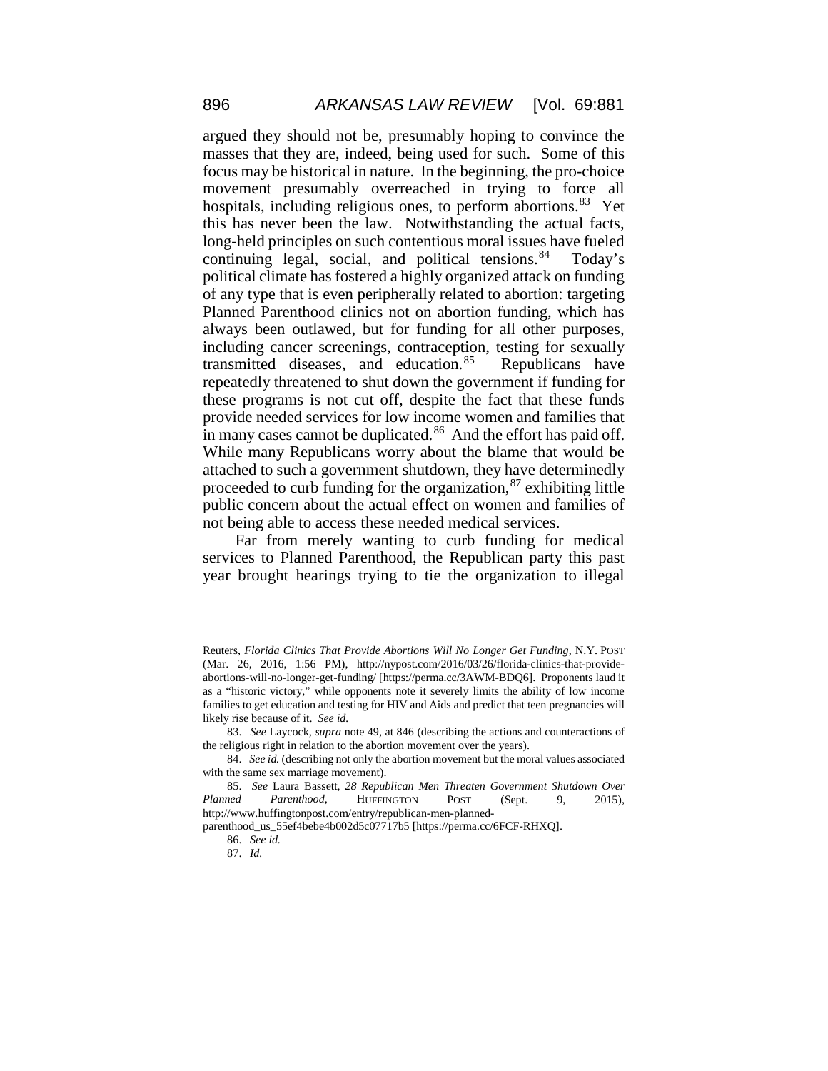argued they should not be, presumably hoping to convince the masses that they are, indeed, being used for such. Some of this focus may be historical in nature. In the beginning, the pro-choice movement presumably overreached in trying to force all hospitals, including religious ones, to perform abortions.[83] Yet this has never been the law. Notwithstanding the actual facts, long-held principles on such contentious moral issues have fueled continuing legal, social, and political tensions.[84] Today's political climate has fostered a highly organized attack on funding of any type that is even peripherally related to abortion: targeting Planned Parenthood clinics not on abortion funding, which has always been outlawed, but for funding for all other purposes, including cancer screenings, contraception, testing for sexually transmitted diseases, and education.[85] Republicans have repeatedly threatened to shut down the government if funding for these programs is not cut off, despite the fact that these funds provide needed services for low income women and families that in many cases cannot be duplicated.[86] And the effort has paid off. While many Republicans worry about the blame that would be attached to such a government shutdown, they have determinedly proceeded to curb funding for the organization,[87] exhibiting little public concern about the actual effect on women and families of not being able to access these needed medical services.

Far from merely wanting to curb funding for medical services to Planned Parenthood, the Republican party this past year brought hearings trying to tie the organization to illegal

---

Reuters, *Florida Clinics That Provide Abortions Will No Longer Get Funding*, N.Y. POST (Mar. 26, 2016, 1:56 PM), http://nypost.com/2016/03/26/florida-clinics-that-provide-abortions-will-no-longer-get-funding/ [https://perma.cc/3AWM-BDQ6]. Proponents laud it as a "historic victory," while opponents note it severely limits the ability of low income families to get education and testing for HIV and Aids and predict that teen pregnancies will likely rise because of it. *See id.*

83. *See* Laycock, *supra* note 49, at 846 (describing the actions and counteractions of the religious right in relation to the abortion movement over the years).

84. *See id.* (describing not only the abortion movement but the moral values associated with the same sex marriage movement).

85. *See* Laura Bassett, *28 Republican Men Threaten Government Shutdown Over Planned Parenthood*, HUFFINGTON POST (Sept. 9, 2015), http://www.huffingtonpost.com/entry/republican-men-planned-parenthood_us_55ef4bebe4b002d5c07717b5 [https://perma.cc/6FCF-RHXQ].

86. *See id.*

87. *Id.*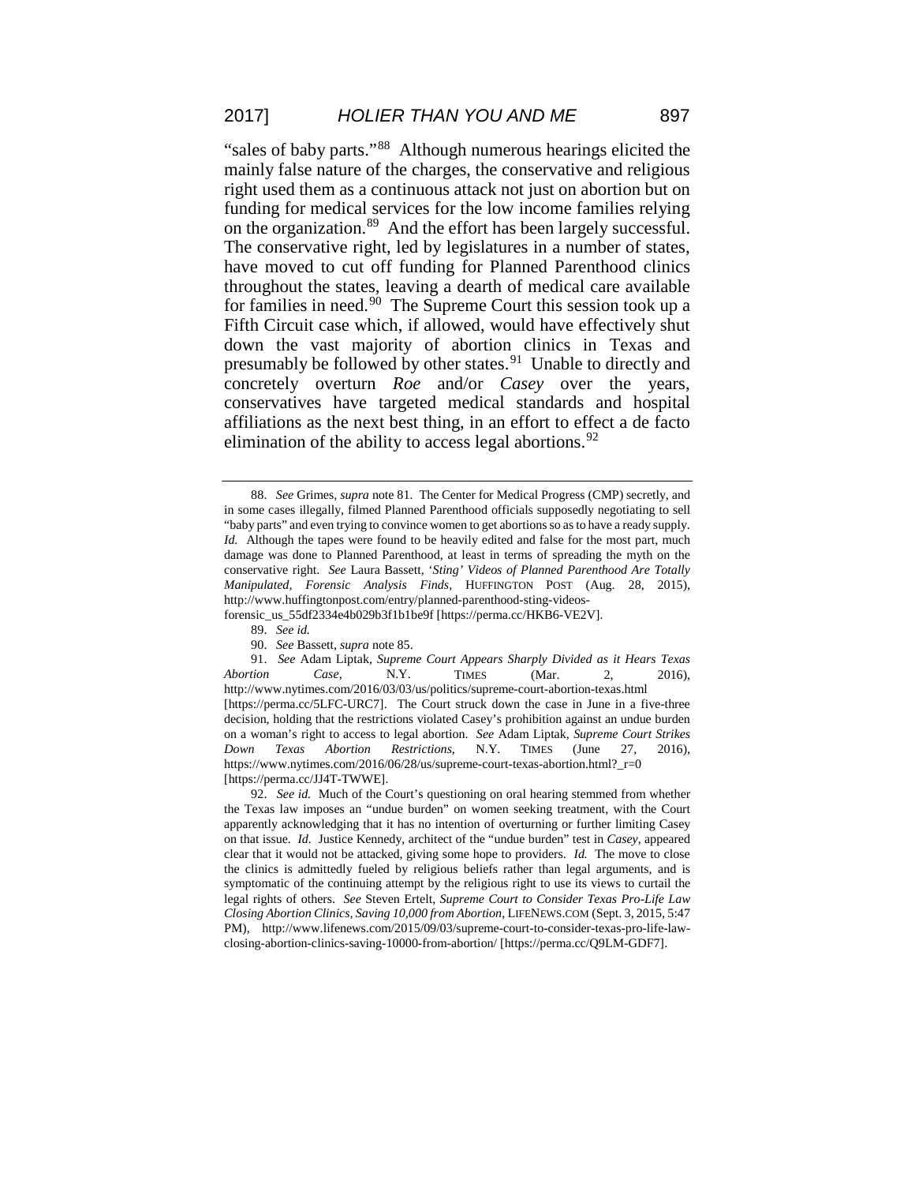"sales of baby parts."[88] Although numerous hearings elicited the mainly false nature of the charges, the conservative and religious right used them as a continuous attack not just on abortion but on funding for medical services for the low income families relying on the organization.[89] And the effort has been largely successful. The conservative right, led by legislatures in a number of states, have moved to cut off funding for Planned Parenthood clinics throughout the states, leaving a dearth of medical care available for families in need.[90] The Supreme Court this session took up a Fifth Circuit case which, if allowed, would have effectively shut down the vast majority of abortion clinics in Texas and presumably be followed by other states.[91] Unable to directly and concretely overturn *Roe* and/or *Casey* over the years, conservatives have targeted medical standards and hospital affiliations as the next best thing, in an effort to effect a de facto elimination of the ability to access legal abortions.[92]

---

88. *See* Grimes, *supra* note 81. The Center for Medical Progress (CMP) secretly, and in some cases illegally, filmed Planned Parenthood officials supposedly negotiating to sell "baby parts" and even trying to convince women to get abortions so as to have a ready supply. *Id.* Although the tapes were found to be heavily edited and false for the most part, much damage was done to Planned Parenthood, at least in terms of spreading the myth on the conservative right. *See* Laura Bassett, *'Sting' Videos of Planned Parenthood Are Totally Manipulated, Forensic Analysis Finds*, HUFFINGTON POST (Aug. 28, 2015), http://www.huffingtonpost.com/entry/planned-parenthood-sting-videos-forensic_us_55df2334e4b029b3f1b1be9f [https://perma.cc/HKB6-VE2V].

89. *See id.*

90. *See* Bassett, *supra* note 85.

91. *See* Adam Liptak, *Supreme Court Appears Sharply Divided as it Hears Texas Abortion Case*, N.Y. TIMES (Mar. 2, 2016), http://www.nytimes.com/2016/03/03/us/politics/supreme-court-abortion-texas.html [https://perma.cc/5LFC-URC7]. The Court struck down the case in June in a five-three decision, holding that the restrictions violated Casey's prohibition against an undue burden on a woman's right to access to legal abortion. *See* Adam Liptak, *Supreme Court Strikes Down Texas Abortion Restrictions*, N.Y. TIMES (June 27, 2016), https://www.nytimes.com/2016/06/28/us/supreme-court-texas-abortion.html?_r=0 [https://perma.cc/JJ4T-TWWE].

92. *See id.* Much of the Court's questioning on oral hearing stemmed from whether the Texas law imposes an "undue burden" on women seeking treatment, with the Court apparently acknowledging that it has no intention of overturning or further limiting Casey on that issue. *Id.* Justice Kennedy, architect of the "undue burden" test in *Casey*, appeared clear that it would not be attacked, giving some hope to providers. *Id.* The move to close the clinics is admittedly fueled by religious beliefs rather than legal arguments, and is symptomatic of the continuing attempt by the religious right to use its views to curtail the legal rights of others. *See* Steven Ertelt, *Supreme Court to Consider Texas Pro-Life Law Closing Abortion Clinics, Saving 10,000 from Abortion*, LIFENEWS.COM (Sept. 3, 2015, 5:47 PM), http://www.lifenews.com/2015/09/03/supreme-court-to-consider-texas-pro-life-law-closing-abortion-clinics-saving-10000-from-abortion/ [https://perma.cc/Q9LM-GDF7].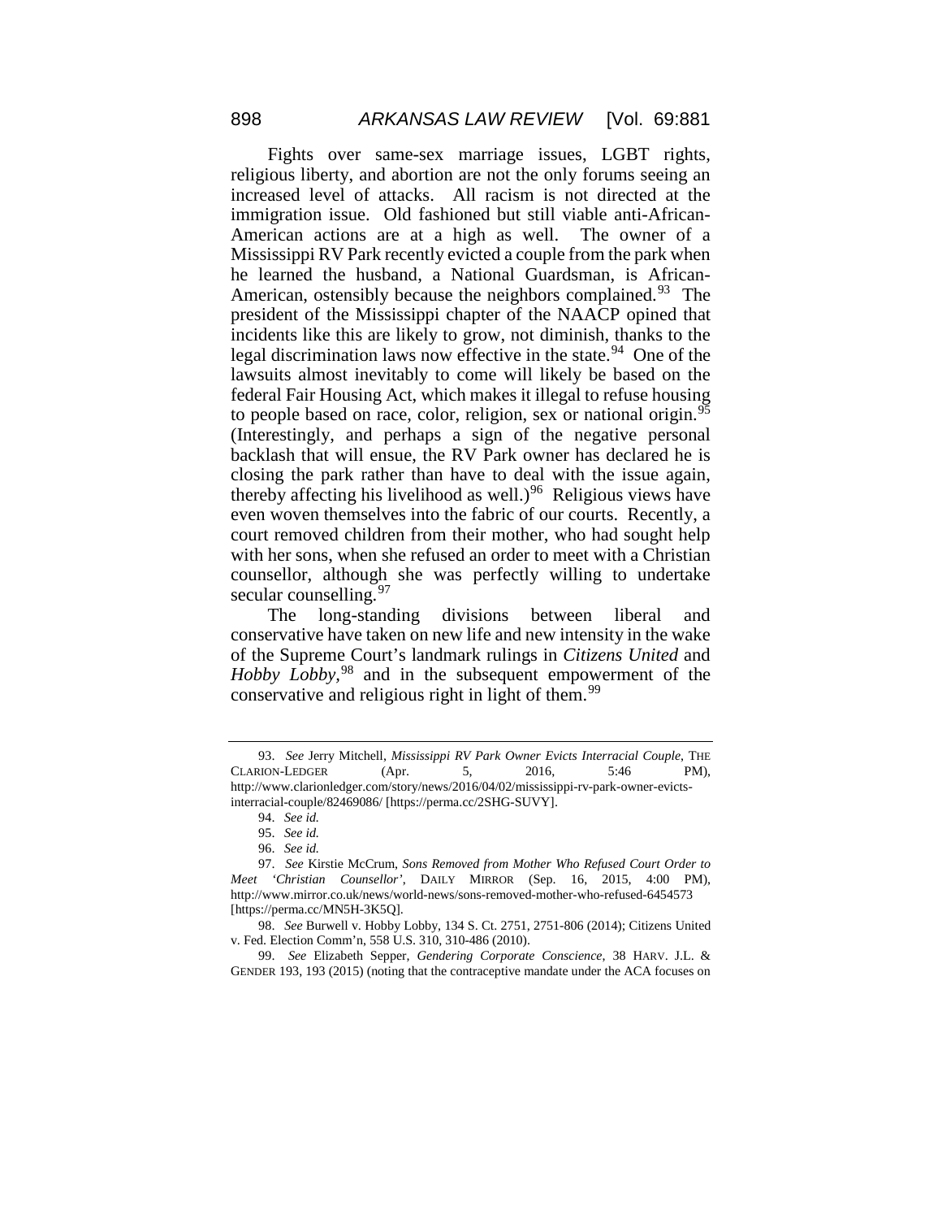Fights over same-sex marriage issues, LGBT rights, religious liberty, and abortion are not the only forums seeing an increased level of attacks. All racism is not directed at the immigration issue. Old fashioned but still viable anti-African-American actions are at a high as well. The owner of a Mississippi RV Park recently evicted a couple from the park when he learned the husband, a National Guardsman, is African-American, ostensibly because the neighbors complained.[93] The president of the Mississippi chapter of the NAACP opined that incidents like this are likely to grow, not diminish, thanks to the legal discrimination laws now effective in the state.[94] One of the lawsuits almost inevitably to come will likely be based on the federal Fair Housing Act, which makes it illegal to refuse housing to people based on race, color, religion, sex or national origin.[95] (Interestingly, and perhaps a sign of the negative personal backlash that will ensue, the RV Park owner has declared he is closing the park rather than have to deal with the issue again, thereby affecting his livelihood as well.)[96] Religious views have even woven themselves into the fabric of our courts. Recently, a court removed children from their mother, who had sought help with her sons, when she refused an order to meet with a Christian counsellor, although she was perfectly willing to undertake secular counselling.[97]

The long-standing divisions between liberal and conservative have taken on new life and new intensity in the wake of the Supreme Court's landmark rulings in *Citizens United* and *Hobby Lobby*,[98] and in the subsequent empowerment of the conservative and religious right in light of them.[99]

---

93. *See* Jerry Mitchell, *Mississippi RV Park Owner Evicts Interracial Couple*, THE CLARION-LEDGER (Apr. 5, 2016, 5:46 PM), http://www.clarionledger.com/story/news/2016/04/02/mississippi-rv-park-owner-evicts-interracial-couple/82469086/ [https://perma.cc/2SHG-SUVY].

94. *See id.*

95. *See id.*

96. *See id.*

97. *See* Kirstie McCrum, *Sons Removed from Mother Who Refused Court Order to Meet 'Christian Counsellor'*, DAILY MIRROR (Sep. 16, 2015, 4:00 PM), http://www.mirror.co.uk/news/world-news/sons-removed-mother-who-refused-6454573 [https://perma.cc/MN5H-3K5Q].

98. *See* Burwell v. Hobby Lobby, 134 S. Ct. 2751, 2751-806 (2014); Citizens United v. Fed. Election Comm'n, 558 U.S. 310, 310-486 (2010).

99. *See* Elizabeth Sepper, *Gendering Corporate Conscience*, 38 HARV. J.L. & GENDER 193, 193 (2015) (noting that the contraceptive mandate under the ACA focuses on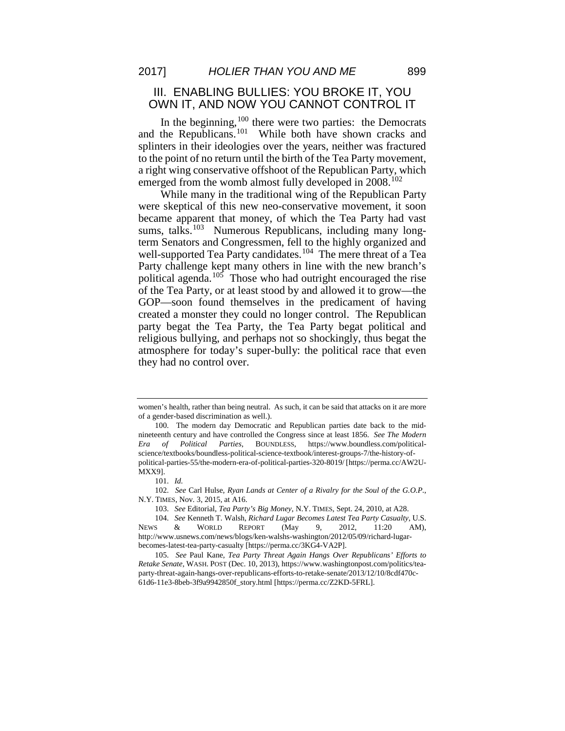## III. ENABLING BULLIES: YOU BROKE IT, YOU OWN IT, AND NOW YOU CANNOT CONTROL IT

In the beginning,[100] there were two parties: the Democrats and the Republicans.[101] While both have shown cracks and splinters in their ideologies over the years, neither was fractured to the point of no return until the birth of the Tea Party movement, a right wing conservative offshoot of the Republican Party, which emerged from the womb almost fully developed in 2008.[102]

While many in the traditional wing of the Republican Party were skeptical of this new neo-conservative movement, it soon became apparent that money, of which the Tea Party had vast sums, talks.[103] Numerous Republicans, including many long-term Senators and Congressmen, fell to the highly organized and well-supported Tea Party candidates.[104] The mere threat of a Tea Party challenge kept many others in line with the new branch's political agenda.[105] Those who had outright encouraged the rise of the Tea Party, or at least stood by and allowed it to grow—the GOP—soon found themselves in the predicament of having created a monster they could no longer control. The Republican party begat the Tea Party, the Tea Party begat political and religious bullying, and perhaps not so shockingly, thus begat the atmosphere for today's super-bully: the political race that even they had no control over.

---

women's health, rather than being neutral. As such, it can be said that attacks on it are more of a gender-based discrimination as well.).

100. The modern day Democratic and Republican parties date back to the mid-nineteenth century and have controlled the Congress since at least 1856. *See The Modern Era of Political Parties*, BOUNDLESS, https://www.boundless.com/political-science/textbooks/boundless-political-science-textbook/interest-groups-7/the-history-of-political-parties-55/the-modern-era-of-political-parties-320-8019/ [https://perma.cc/AW2U-MXX9].

101. *Id.*

102. *See* Carl Hulse, *Ryan Lands at Center of a Rivalry for the Soul of the G.O.P.*, N.Y. TIMES, Nov. 3, 2015, at A16.

103. *See* Editorial, *Tea Party's Big Money*, N.Y. TIMES, Sept. 24, 2010, at A28.

104. *See* Kenneth T. Walsh, *Richard Lugar Becomes Latest Tea Party Casualty*, U.S. NEWS & WORLD REPORT (May 9, 2012, 11:20 AM), http://www.usnews.com/news/blogs/ken-walshs-washington/2012/05/09/richard-lugar-becomes-latest-tea-party-casualty [https://perma.cc/3KG4-VA2P].

105. *See* Paul Kane, *Tea Party Threat Again Hangs Over Republicans' Efforts to Retake Senate*, WASH. POST (Dec. 10, 2013), https://www.washingtonpost.com/politics/tea-party-threat-again-hangs-over-republicans-efforts-to-retake-senate/2013/12/10/8cdf470c-61d6-11e3-8beb-3f9a9942850f_story.html [https://perma.cc/Z2KD-5FRL].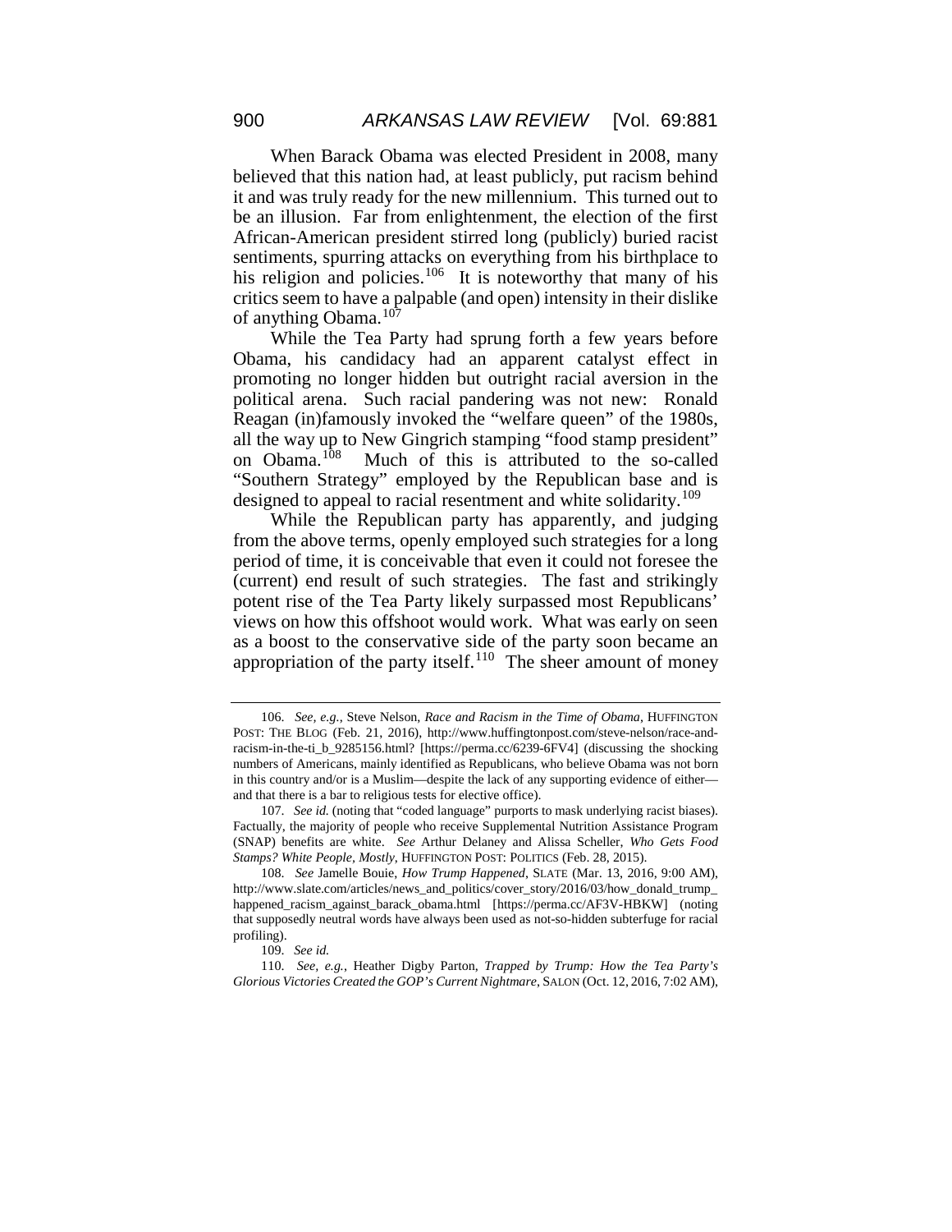When Barack Obama was elected President in 2008, many believed that this nation had, at least publicly, put racism behind it and was truly ready for the new millennium. This turned out to be an illusion. Far from enlightenment, the election of the first African-American president stirred long (publicly) buried racist sentiments, spurring attacks on everything from his birthplace to his religion and policies.[106] It is noteworthy that many of his critics seem to have a palpable (and open) intensity in their dislike of anything Obama.[107]

While the Tea Party had sprung forth a few years before Obama, his candidacy had an apparent catalyst effect in promoting no longer hidden but outright racial aversion in the political arena. Such racial pandering was not new: Ronald Reagan (in)famously invoked the "welfare queen" of the 1980s, all the way up to New Gingrich stamping "food stamp president" on Obama.[108] Much of this is attributed to the so-called "Southern Strategy" employed by the Republican base and is designed to appeal to racial resentment and white solidarity.[109]

While the Republican party has apparently, and judging from the above terms, openly employed such strategies for a long period of time, it is conceivable that even it could not foresee the (current) end result of such strategies. The fast and strikingly potent rise of the Tea Party likely surpassed most Republicans' views on how this offshoot would work. What was early on seen as a boost to the conservative side of the party soon became an appropriation of the party itself.[110] The sheer amount of money

---

106. *See, e.g.*, Steve Nelson, *Race and Racism in the Time of Obama*, HUFFINGTON POST: THE BLOG (Feb. 21, 2016), http://www.huffingtonpost.com/steve-nelson/race-and-racism-in-the-ti_b_9285156.html? [https://perma.cc/6239-6FV4] (discussing the shocking numbers of Americans, mainly identified as Republicans, who believe Obama was not born in this country and/or is a Muslim—despite the lack of any supporting evidence of either—and that there is a bar to religious tests for elective office).

107. *See id.* (noting that "coded language" purports to mask underlying racist biases). Factually, the majority of people who receive Supplemental Nutrition Assistance Program (SNAP) benefits are white. *See* Arthur Delaney and Alissa Scheller, *Who Gets Food Stamps? White People, Mostly*, HUFFINGTON POST: POLITICS (Feb. 28, 2015).

108. *See* Jamelle Bouie, *How Trump Happened*, SLATE (Mar. 13, 2016, 9:00 AM), http://www.slate.com/articles/news_and_politics/cover_story/2016/03/how_donald_trump_happened_racism_against_barack_obama.html [https://perma.cc/AF3V-HBKW] (noting that supposedly neutral words have always been used as not-so-hidden subterfuge for racial profiling).

109. *See id.*

110. *See, e.g.*, Heather Digby Parton, *Trapped by Trump: How the Tea Party's Glorious Victories Created the GOP's Current Nightmare*, SALON (Oct. 12, 2016, 7:02 AM),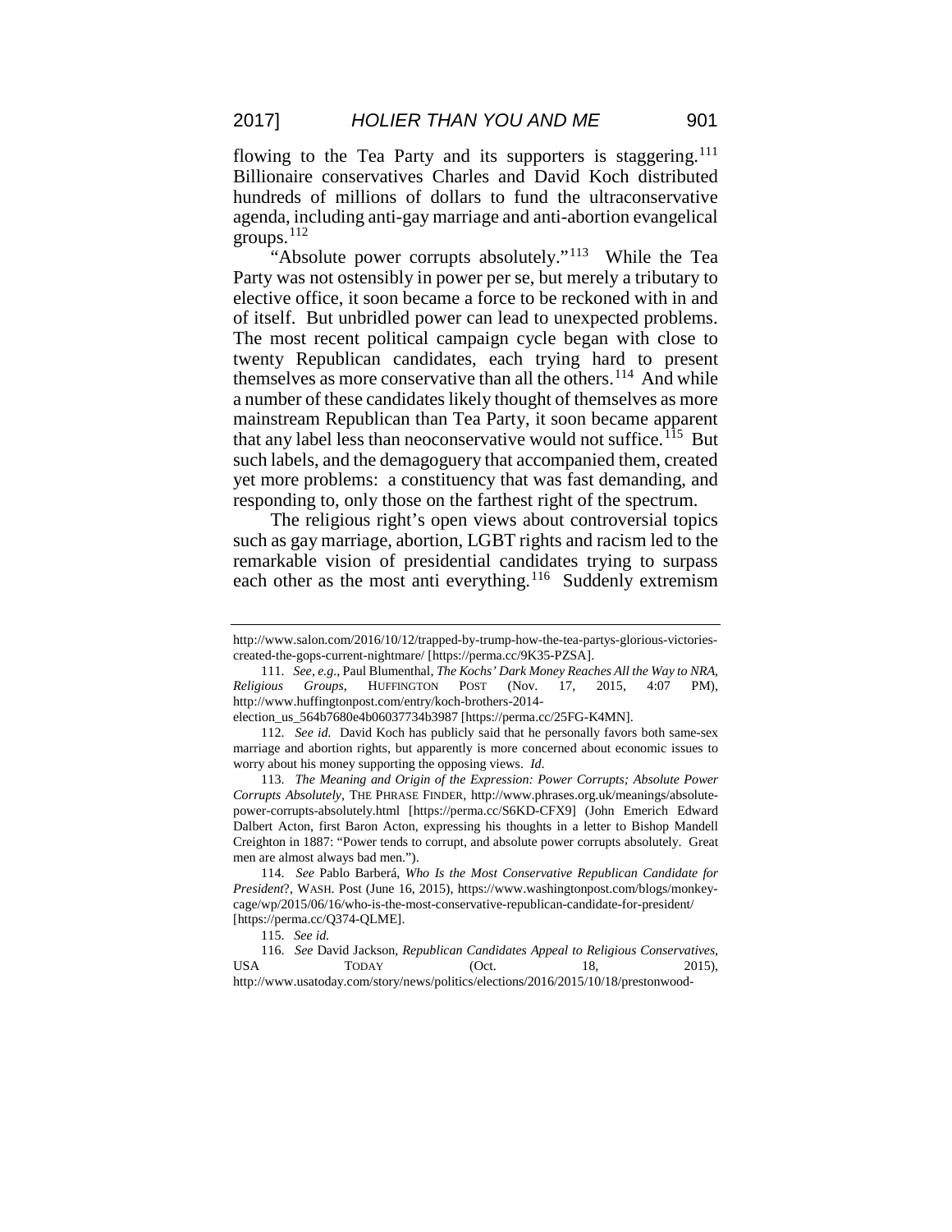flowing to the Tea Party and its supporters is staggering.[111] Billionaire conservatives Charles and David Koch distributed hundreds of millions of dollars to fund the ultraconservative agenda, including anti-gay marriage and anti-abortion evangelical groups.[112]

"Absolute power corrupts absolutely."[113] While the Tea Party was not ostensibly in power per se, but merely a tributary to elective office, it soon became a force to be reckoned with in and of itself. But unbridled power can lead to unexpected problems. The most recent political campaign cycle began with close to twenty Republican candidates, each trying hard to present themselves as more conservative than all the others.[114] And while a number of these candidates likely thought of themselves as more mainstream Republican than Tea Party, it soon became apparent that any label less than neoconservative would not suffice.[115] But such labels, and the demagoguery that accompanied them, created yet more problems: a constituency that was fast demanding, and responding to, only those on the farthest right of the spectrum.

The religious right's open views about controversial topics such as gay marriage, abortion, LGBT rights and racism led to the remarkable vision of presidential candidates trying to surpass each other as the most anti everything.[116] Suddenly extremism

---

http://www.salon.com/2016/10/12/trapped-by-trump-how-the-tea-partys-glorious-victories-created-the-gops-current-nightmare/ [https://perma.cc/9K35-PZSA].

111. *See, e.g.*, Paul Blumenthal, *The Kochs' Dark Money Reaches All the Way to NRA, Religious Groups*, HUFFINGTON POST (Nov. 17, 2015, 4:07 PM), http://www.huffingtonpost.com/entry/koch-brothers-2014-election_us_564b7680e4b06037734b3987 [https://perma.cc/25FG-K4MN].

112. *See id.* David Koch has publicly said that he personally favors both same-sex marriage and abortion rights, but apparently is more concerned about economic issues to worry about his money supporting the opposing views. *Id.*

113. *The Meaning and Origin of the Expression: Power Corrupts; Absolute Power Corrupts Absolutely*, THE PHRASE FINDER, http://www.phrases.org.uk/meanings/absolute-power-corrupts-absolutely.html [https://perma.cc/S6KD-CFX9] (John Emerich Edward Dalbert Acton, first Baron Acton, expressing his thoughts in a letter to Bishop Mandell Creighton in 1887: "Power tends to corrupt, and absolute power corrupts absolutely. Great men are almost always bad men.").

114. *See* Pablo Barberá, *Who Is the Most Conservative Republican Candidate for President*?, WASH. Post (June 16, 2015), https://www.washingtonpost.com/blogs/monkey-cage/wp/2015/06/16/who-is-the-most-conservative-republican-candidate-for-president/ [https://perma.cc/Q374-QLME].

115. *See id.*

116. *See* David Jackson, *Republican Candidates Appeal to Religious Conservatives*, USA TODAY (Oct. 18, 2015), http://www.usatoday.com/story/news/politics/elections/2016/2015/10/18/prestonwood-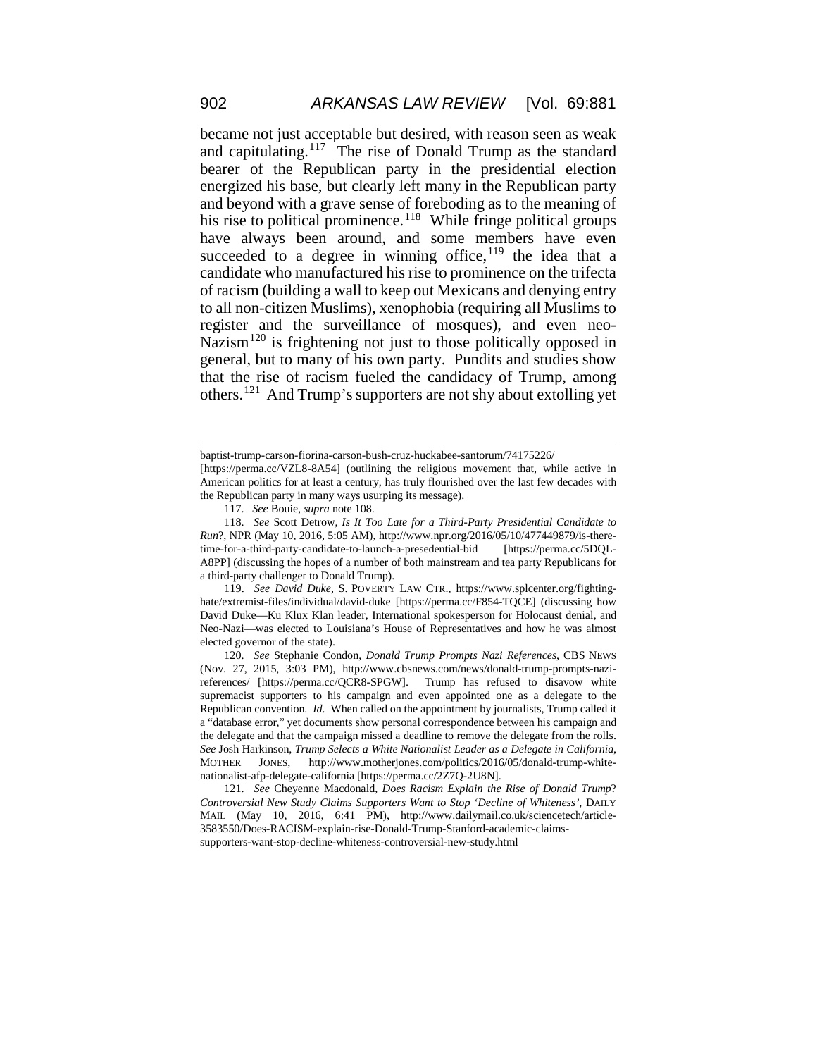became not just acceptable but desired, with reason seen as weak and capitulating.[117] The rise of Donald Trump as the standard bearer of the Republican party in the presidential election energized his base, but clearly left many in the Republican party and beyond with a grave sense of foreboding as to the meaning of his rise to political prominence.[118] While fringe political groups have always been around, and some members have even succeeded to a degree in winning office,[119] the idea that a candidate who manufactured his rise to prominence on the trifecta of racism (building a wall to keep out Mexicans and denying entry to all non-citizen Muslims), xenophobia (requiring all Muslims to register and the surveillance of mosques), and even neo-Nazism[120] is frightening not just to those politically opposed in general, but to many of his own party. Pundits and studies show that the rise of racism fueled the candidacy of Trump, among others.[121] And Trump's supporters are not shy about extolling yet

---

baptist-trump-carson-fiorina-carson-bush-cruz-huckabee-santorum/74175226/ [https://perma.cc/VZL8-8A54] (outlining the religious movement that, while active in American politics for at least a century, has truly flourished over the last few decades with the Republican party in many ways usurping its message).

117. *See* Bouie, *supra* note 108.

118. *See* Scott Detrow, *Is It Too Late for a Third-Party Presidential Candidate to Run*?, NPR (May 10, 2016, 5:05 AM), http://www.npr.org/2016/05/10/477449879/is-there-time-for-a-third-party-candidate-to-launch-a-presedential-bid [https://perma.cc/5DQL-A8PP] (discussing the hopes of a number of both mainstream and tea party Republicans for a third-party challenger to Donald Trump).

119. *See David Duke*, S. POVERTY LAW CTR., https://www.splcenter.org/fighting-hate/extremist-files/individual/david-duke [https://perma.cc/F854-TQCE] (discussing how David Duke—Ku Klux Klan leader, International spokesperson for Holocaust denial, and Neo-Nazi—was elected to Louisiana's House of Representatives and how he was almost elected governor of the state).

120. *See* Stephanie Condon, *Donald Trump Prompts Nazi References*, CBS NEWS (Nov. 27, 2015, 3:03 PM), http://www.cbsnews.com/news/donald-trump-prompts-nazi-references/ [https://perma.cc/QCR8-SPGW]. Trump has refused to disavow white supremacist supporters to his campaign and even appointed one as a delegate to the Republican convention. *Id.* When called on the appointment by journalists, Trump called it a "database error," yet documents show personal correspondence between his campaign and the delegate and that the campaign missed a deadline to remove the delegate from the rolls. *See* Josh Harkinson, *Trump Selects a White Nationalist Leader as a Delegate in California*, MOTHER JONES, http://www.motherjones.com/politics/2016/05/donald-trump-white-nationalist-afp-delegate-california [https://perma.cc/2Z7Q-2U8N].

121. *See* Cheyenne Macdonald, *Does Racism Explain the Rise of Donald Trump*? *Controversial New Study Claims Supporters Want to Stop 'Decline of Whiteness'*, DAILY MAIL (May 10, 2016, 6:41 PM), http://www.dailymail.co.uk/sciencetech/article-3583550/Does-RACISM-explain-rise-Donald-Trump-Stanford-academic-claims-supporters-want-stop-decline-whiteness-controversial-new-study.html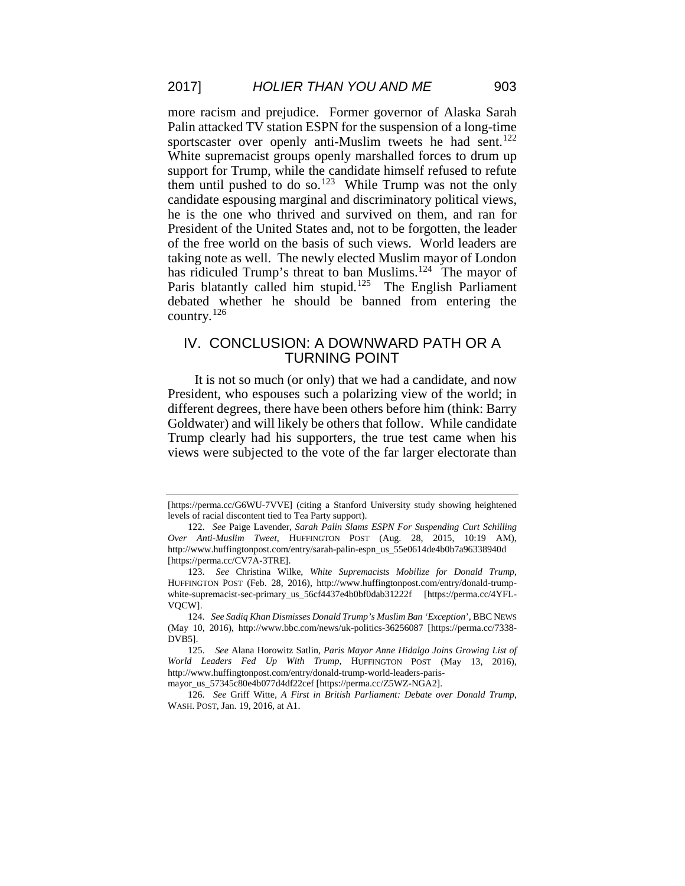more racism and prejudice. Former governor of Alaska Sarah Palin attacked TV station ESPN for the suspension of a long-time sportscaster over openly anti-Muslim tweets he had sent.[122] White supremacist groups openly marshalled forces to drum up support for Trump, while the candidate himself refused to refute them until pushed to do so.[123] While Trump was not the only candidate espousing marginal and discriminatory political views, he is the one who thrived and survived on them, and ran for President of the United States and, not to be forgotten, the leader of the free world on the basis of such views. World leaders are taking note as well. The newly elected Muslim mayor of London has ridiculed Trump's threat to ban Muslims.[124] The mayor of Paris blatantly called him stupid.[125] The English Parliament debated whether he should be banned from entering the country.[126]

## IV. CONCLUSION: A DOWNWARD PATH OR A TURNING POINT

It is not so much (or only) that we had a candidate, and now President, who espouses such a polarizing view of the world; in different degrees, there have been others before him (think: Barry Goldwater) and will likely be others that follow. While candidate Trump clearly had his supporters, the true test came when his views were subjected to the vote of the far larger electorate than

---

[https://perma.cc/G6WU-7VVE] (citing a Stanford University study showing heightened levels of racial discontent tied to Tea Party support).

122. *See* Paige Lavender, *Sarah Palin Slams ESPN For Suspending Curt Schilling Over Anti-Muslim Tweet*, HUFFINGTON POST (Aug. 28, 2015, 10:19 AM), http://www.huffingtonpost.com/entry/sarah-palin-espn_us_55e0614de4b0b7a96338940d [https://perma.cc/CV7A-3TRE].

123. *See* Christina Wilke, *White Supremacists Mobilize for Donald Trump*, HUFFINGTON POST (Feb. 28, 2016), http://www.huffingtonpost.com/entry/donald-trump-white-supremacist-sec-primary_us_56cf4437e4b0bf0dab31222f [https://perma.cc/4YFL-VQCW].

124. *See Sadiq Khan Dismisses Donald Trump's Muslim Ban 'Exception'*, BBC NEWS (May 10, 2016), http://www.bbc.com/news/uk-politics-36256087 [https://perma.cc/7338-DVB5].

125. *See* Alana Horowitz Satlin, *Paris Mayor Anne Hidalgo Joins Growing List of World Leaders Fed Up With Trump*, HUFFINGTON POST (May 13, 2016), http://www.huffingtonpost.com/entry/donald-trump-world-leaders-paris-mayor_us_57345c80e4b077d4df22cef [https://perma.cc/Z5WZ-NGA2].

126. *See* Griff Witte, *A First in British Parliament: Debate over Donald Trump*, WASH. POST, Jan. 19, 2016, at A1.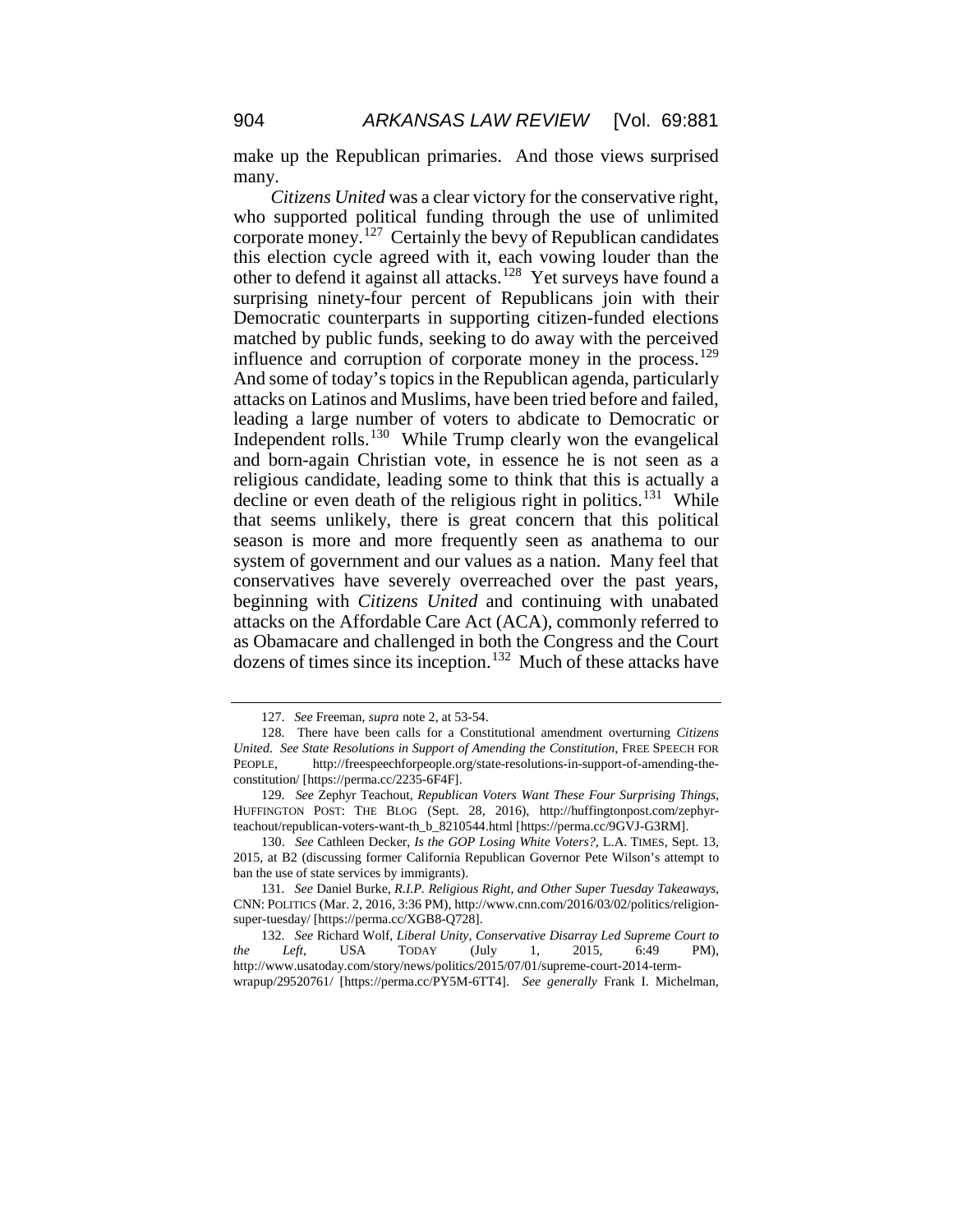make up the Republican primaries. And those views surprised many.

*Citizens United* was a clear victory for the conservative right, who supported political funding through the use of unlimited corporate money.[127] Certainly the bevy of Republican candidates this election cycle agreed with it, each vowing louder than the other to defend it against all attacks.[128] Yet surveys have found a surprising ninety-four percent of Republicans join with their Democratic counterparts in supporting citizen-funded elections matched by public funds, seeking to do away with the perceived influence and corruption of corporate money in the process.[129] And some of today's topics in the Republican agenda, particularly attacks on Latinos and Muslims, have been tried before and failed, leading a large number of voters to abdicate to Democratic or Independent rolls.[130] While Trump clearly won the evangelical and born-again Christian vote, in essence he is not seen as a religious candidate, leading some to think that this is actually a decline or even death of the religious right in politics.[131] While that seems unlikely, there is great concern that this political season is more and more frequently seen as anathema to our system of government and our values as a nation. Many feel that conservatives have severely overreached over the past years, beginning with *Citizens United* and continuing with unabated attacks on the Affordable Care Act (ACA), commonly referred to as Obamacare and challenged in both the Congress and the Court dozens of times since its inception.[132] Much of these attacks have

---

127. *See* Freeman, *supra* note 2, at 53-54.

128. There have been calls for a Constitutional amendment overturning *Citizens United*. *See State Resolutions in Support of Amending the Constitution*, FREE SPEECH FOR PEOPLE, http://freespeechforpeople.org/state-resolutions-in-support-of-amending-the-constitution/ [https://perma.cc/2235-6F4F].

129. *See* Zephyr Teachout, *Republican Voters Want These Four Surprising Things*, HUFFINGTON POST: THE BLOG (Sept. 28, 2016), http://huffingtonpost.com/zephyr-teachout/republican-voters-want-th_b_8210544.html [https://perma.cc/9GVJ-G3RM].

130. *See* Cathleen Decker, *Is the GOP Losing White Voters?*, L.A. TIMES, Sept. 13, 2015, at B2 (discussing former California Republican Governor Pete Wilson's attempt to ban the use of state services by immigrants).

131. *See* Daniel Burke, *R.I.P. Religious Right, and Other Super Tuesday Takeaways*, CNN: POLITICS (Mar. 2, 2016, 3:36 PM), http://www.cnn.com/2016/03/02/politics/religion-super-tuesday/ [https://perma.cc/XGB8-Q728].

132. *See* Richard Wolf, *Liberal Unity, Conservative Disarray Led Supreme Court to the Left*, USA TODAY (July 1, 2015, 6:49 PM), http://www.usatoday.com/story/news/politics/2015/07/01/supreme-court-2014-term-wrapup/29520761/ [https://perma.cc/PY5M-6TT4]. *See generally* Frank I. Michelman,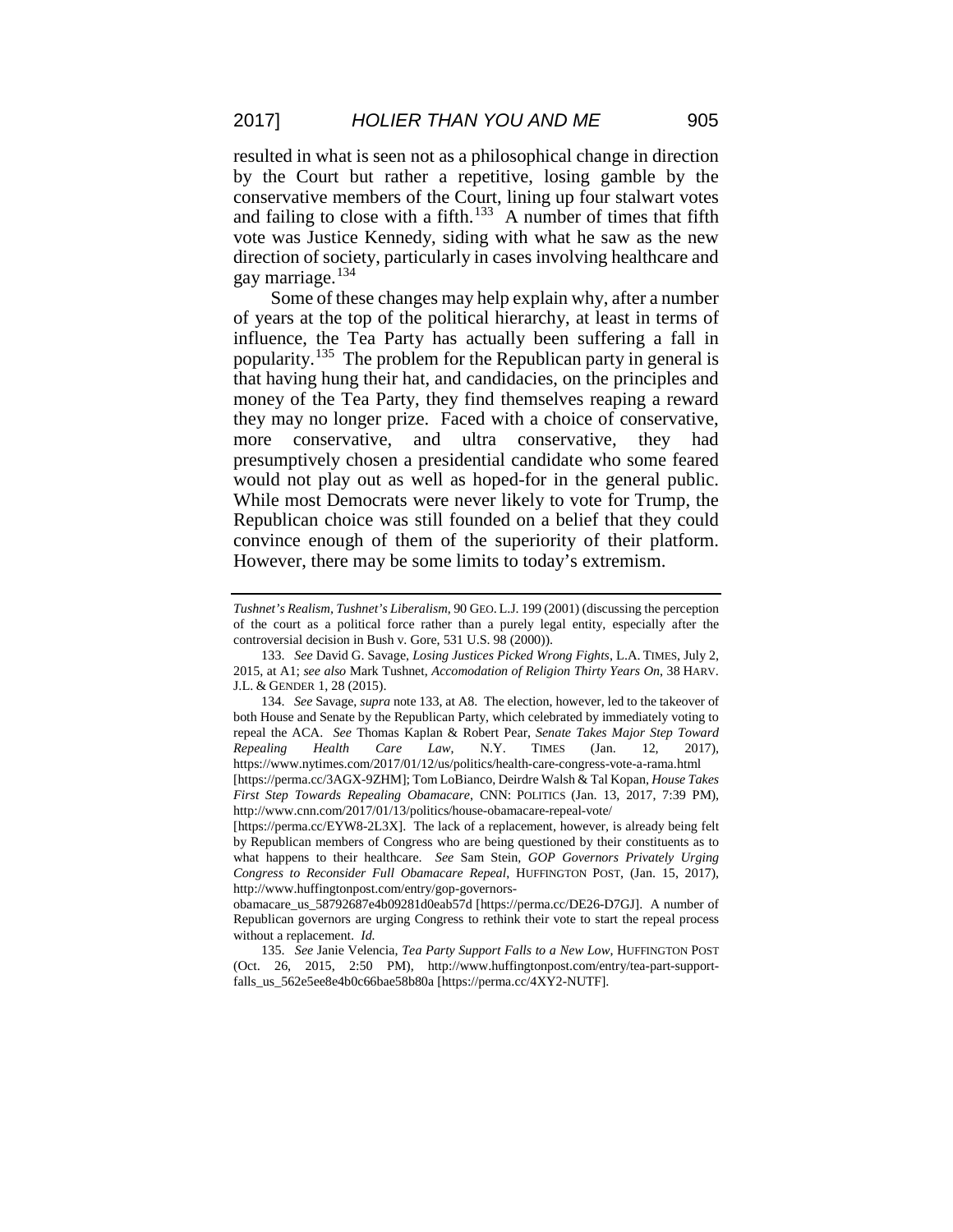resulted in what is seen not as a philosophical change in direction by the Court but rather a repetitive, losing gamble by the conservative members of the Court, lining up four stalwart votes and failing to close with a fifth.[133] A number of times that fifth vote was Justice Kennedy, siding with what he saw as the new direction of society, particularly in cases involving healthcare and gay marriage.[134]

Some of these changes may help explain why, after a number of years at the top of the political hierarchy, at least in terms of influence, the Tea Party has actually been suffering a fall in popularity.[135] The problem for the Republican party in general is that having hung their hat, and candidacies, on the principles and money of the Tea Party, they find themselves reaping a reward they may no longer prize. Faced with a choice of conservative, more conservative, and ultra conservative, they had presumptively chosen a presidential candidate who some feared would not play out as well as hoped-for in the general public. While most Democrats were never likely to vote for Trump, the Republican choice was still founded on a belief that they could convince enough of them of the superiority of their platform. However, there may be some limits to today's extremism.

---

*Tushnet's Realism, Tushnet's Liberalism*, 90 GEO. L.J. 199 (2001) (discussing the perception of the court as a political force rather than a purely legal entity, especially after the controversial decision in Bush v. Gore, 531 U.S. 98 (2000)).

133. *See* David G. Savage, *Losing Justices Picked Wrong Fights*, L.A. TIMES, July 2, 2015, at A1; *see also* Mark Tushnet, *Accomodation of Religion Thirty Years On*, 38 HARV. J.L. & GENDER 1, 28 (2015).

134. *See* Savage, *supra* note 133, at A8. The election, however, led to the takeover of both House and Senate by the Republican Party, which celebrated by immediately voting to repeal the ACA. *See* Thomas Kaplan & Robert Pear, *Senate Takes Major Step Toward Repealing Health Care Law*, N.Y. TIMES (Jan. 12, 2017), https://www.nytimes.com/2017/01/12/us/politics/health-care-congress-vote-a-rama.html [https://perma.cc/3AGX-9ZHM]; Tom LoBianco, Deirdre Walsh & Tal Kopan, *House Takes First Step Towards Repealing Obamacare*, CNN: POLITICS (Jan. 13, 2017, 7:39 PM), http://www.cnn.com/2017/01/13/politics/house-obamacare-repeal-vote/ [https://perma.cc/EYW8-2L3X]. The lack of a replacement, however, is already being felt by Republican members of Congress who are being questioned by their constituents as to what happens to their healthcare. *See* Sam Stein, *GOP Governors Privately Urging Congress to Reconsider Full Obamacare Repeal*, HUFFINGTON POST, (Jan. 15, 2017), http://www.huffingtonpost.com/entry/gop-governors-obamacare_us_58792687e4b09281d0eab57d [https://perma.cc/DE26-D7GJ]. A number of Republican governors are urging Congress to rethink their vote to start the repeal process without a replacement. *Id.*

135. *See* Janie Velencia, *Tea Party Support Falls to a New Low*, HUFFINGTON POST (Oct. 26, 2015, 2:50 PM), http://www.huffingtonpost.com/entry/tea-part-support-falls_us_562e5ee8e4b0c66bae58b80a [https://perma.cc/4XY2-NUTF].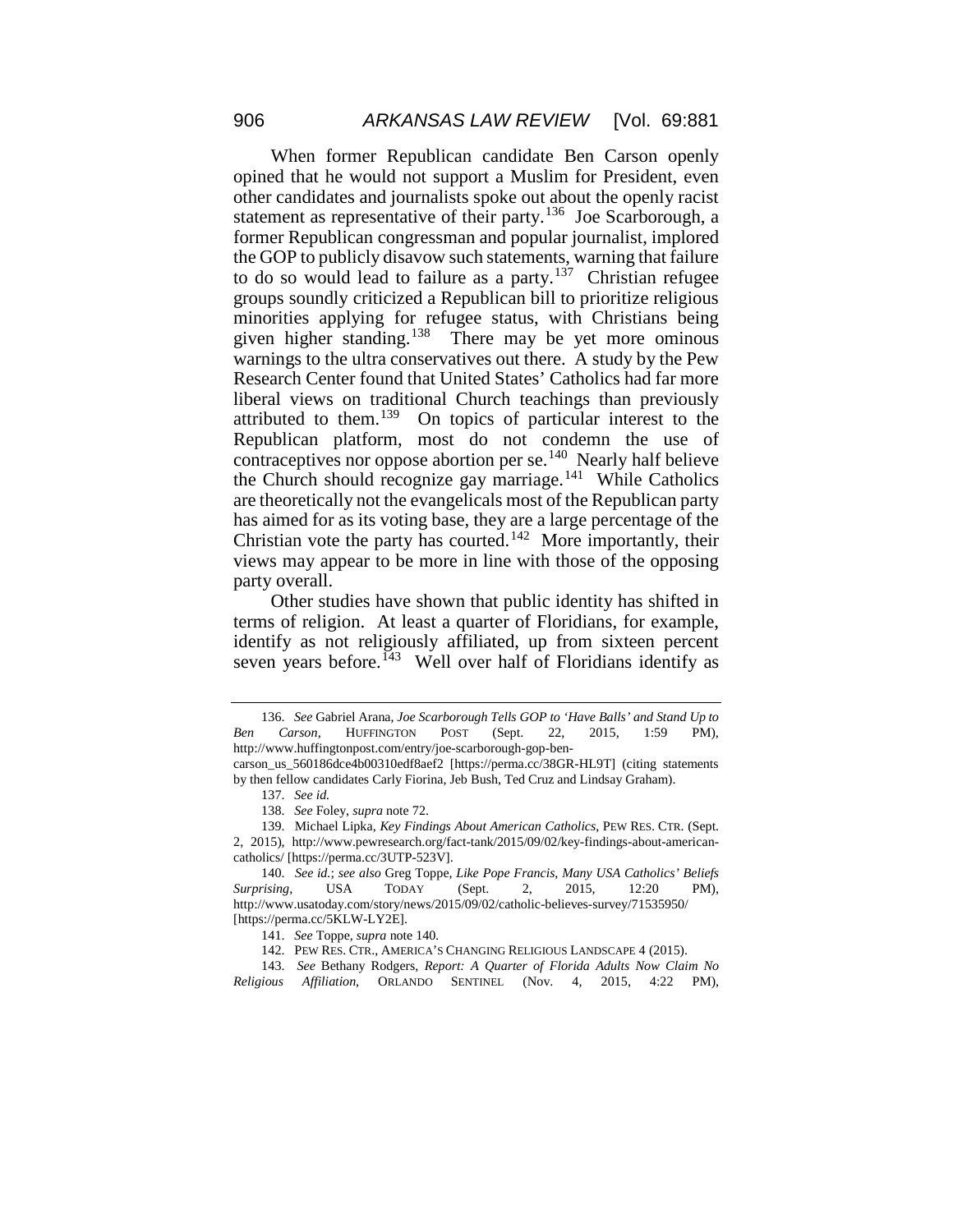When former Republican candidate Ben Carson openly opined that he would not support a Muslim for President, even other candidates and journalists spoke out about the openly racist statement as representative of their party.[136] Joe Scarborough, a former Republican congressman and popular journalist, implored the GOP to publicly disavow such statements, warning that failure to do so would lead to failure as a party.[137] Christian refugee groups soundly criticized a Republican bill to prioritize religious minorities applying for refugee status, with Christians being given higher standing.[138] There may be yet more ominous warnings to the ultra conservatives out there. A study by the Pew Research Center found that United States' Catholics had far more liberal views on traditional Church teachings than previously attributed to them.[139] On topics of particular interest to the Republican platform, most do not condemn the use of contraceptives nor oppose abortion per se.[140] Nearly half believe the Church should recognize gay marriage.[141] While Catholics are theoretically not the evangelicals most of the Republican party has aimed for as its voting base, they are a large percentage of the Christian vote the party has courted.[142] More importantly, their views may appear to be more in line with those of the opposing party overall.

Other studies have shown that public identity has shifted in terms of religion. At least a quarter of Floridians, for example, identify as not religiously affiliated, up from sixteen percent seven years before.[143] Well over half of Floridians identify as

---

136. *See* Gabriel Arana, *Joe Scarborough Tells GOP to 'Have Balls' and Stand Up to Ben Carson*, HUFFINGTON POST (Sept. 22, 2015, 1:59 PM), http://www.huffingtonpost.com/entry/joe-scarborough-gop-ben-carson_us_560186dce4b00310edf8aef2 [https://perma.cc/38GR-HL9T] (citing statements by then fellow candidates Carly Fiorina, Jeb Bush, Ted Cruz and Lindsay Graham).

137. *See id.*

138. *See* Foley, *supra* note 72.

139. Michael Lipka, *Key Findings About American Catholics*, PEW RES. CTR. (Sept. 2, 2015), http://www.pewresearch.org/fact-tank/2015/09/02/key-findings-about-american-catholics/ [https://perma.cc/3UTP-523V].

140. *See id.*; *see also* Greg Toppe, *Like Pope Francis, Many USA Catholics' Beliefs Surprising*, USA TODAY (Sept. 2, 2015, 12:20 PM), http://www.usatoday.com/story/news/2015/09/02/catholic-believes-survey/71535950/ [https://perma.cc/5KLW-LY2E].

141. *See* Toppe, *supra* note 140.

142. PEW RES. CTR., AMERICA'S CHANGING RELIGIOUS LANDSCAPE 4 (2015).

143. *See* Bethany Rodgers, *Report: A Quarter of Florida Adults Now Claim No Religious Affiliation*, ORLANDO SENTINEL (Nov. 4, 2015, 4:22 PM),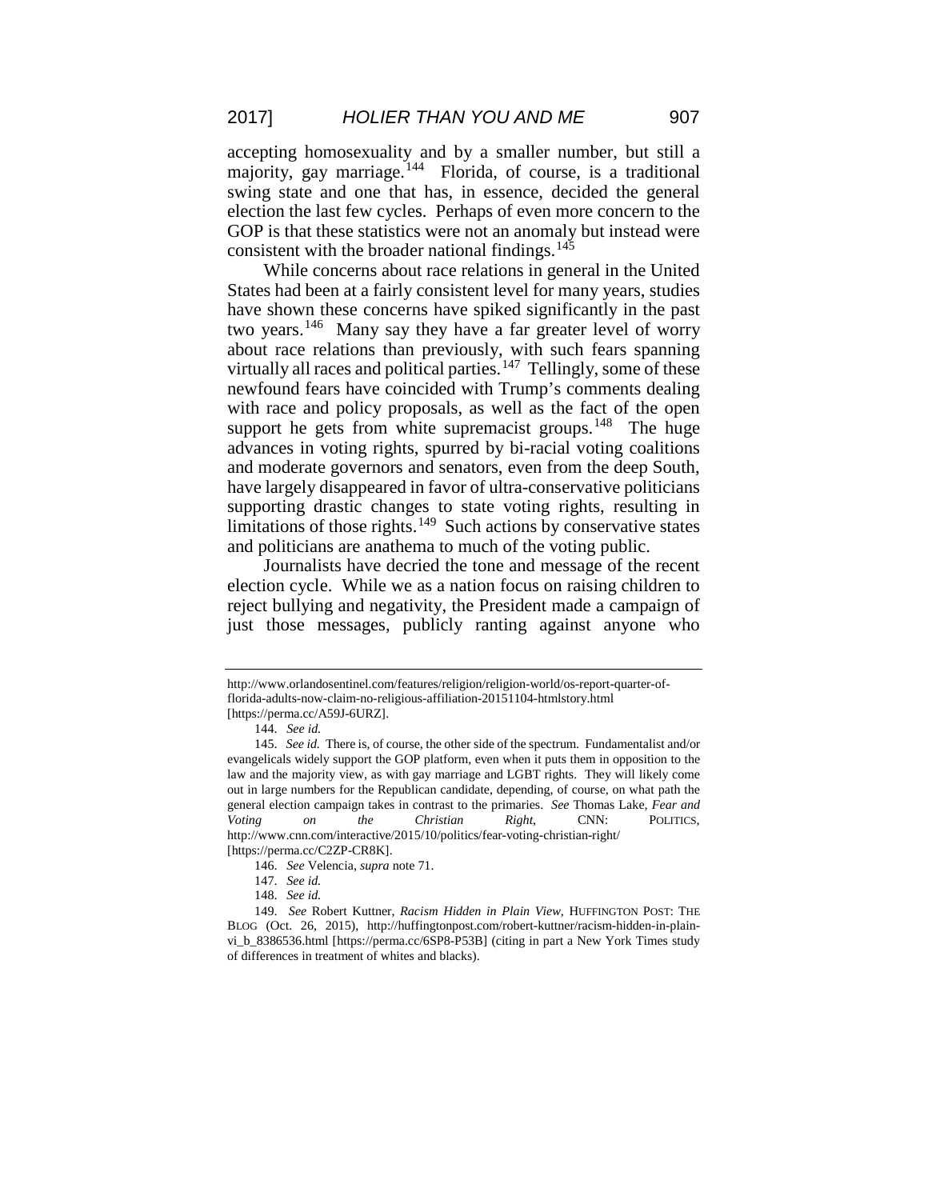accepting homosexuality and by a smaller number, but still a majority, gay marriage.[144] Florida, of course, is a traditional swing state and one that has, in essence, decided the general election the last few cycles. Perhaps of even more concern to the GOP is that these statistics were not an anomaly but instead were consistent with the broader national findings.[145]

While concerns about race relations in general in the United States had been at a fairly consistent level for many years, studies have shown these concerns have spiked significantly in the past two years.[146] Many say they have a far greater level of worry about race relations than previously, with such fears spanning virtually all races and political parties.[147] Tellingly, some of these newfound fears have coincided with Trump's comments dealing with race and policy proposals, as well as the fact of the open support he gets from white supremacist groups.[148] The huge advances in voting rights, spurred by bi-racial voting coalitions and moderate governors and senators, even from the deep South, have largely disappeared in favor of ultra-conservative politicians supporting drastic changes to state voting rights, resulting in limitations of those rights.[149] Such actions by conservative states and politicians are anathema to much of the voting public.

Journalists have decried the tone and message of the recent election cycle. While we as a nation focus on raising children to reject bullying and negativity, the President made a campaign of just those messages, publicly ranting against anyone who

---

http://www.orlandosentinel.com/features/religion/religion-world/os-report-quarter-of-florida-adults-now-claim-no-religious-affiliation-20151104-htmlstory.html [https://perma.cc/A59J-6URZ].

144. *See id.*

145. *See id.* There is, of course, the other side of the spectrum. Fundamentalist and/or evangelicals widely support the GOP platform, even when it puts them in opposition to the law and the majority view, as with gay marriage and LGBT rights. They will likely come out in large numbers for the Republican candidate, depending, of course, on what path the general election campaign takes in contrast to the primaries. *See* Thomas Lake, *Fear and Voting on the Christian Right*, CNN: POLITICS, http://www.cnn.com/interactive/2015/10/politics/fear-voting-christian-right/ [https://perma.cc/C2ZP-CR8K].

146. *See* Velencia, *supra* note 71.

147. *See id.*

148. *See id.*

149. *See* Robert Kuttner, *Racism Hidden in Plain View*, HUFFINGTON POST: THE BLOG (Oct. 26, 2015), http://huffingtonpost.com/robert-kuttner/racism-hidden-in-plain-vi_b_8386536.html [https://perma.cc/6SP8-P53B] (citing in part a New York Times study of differences in treatment of whites and blacks).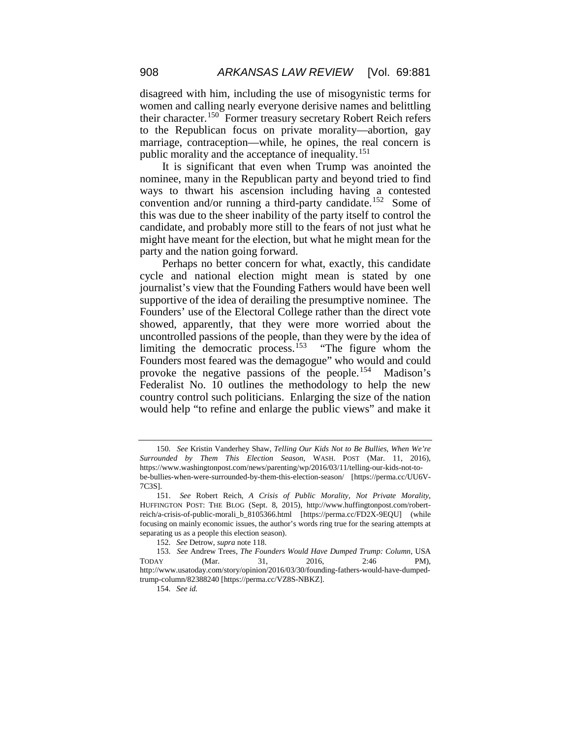disagreed with him, including the use of misogynistic terms for women and calling nearly everyone derisive names and belittling their character.[150] Former treasury secretary Robert Reich refers to the Republican focus on private morality—abortion, gay marriage, contraception—while, he opines, the real concern is public morality and the acceptance of inequality.[151]

It is significant that even when Trump was anointed the nominee, many in the Republican party and beyond tried to find ways to thwart his ascension including having a contested convention and/or running a third-party candidate.[152] Some of this was due to the sheer inability of the party itself to control the candidate, and probably more still to the fears of not just what he might have meant for the election, but what he might mean for the party and the nation going forward.

Perhaps no better concern for what, exactly, this candidate cycle and national election might mean is stated by one journalist's view that the Founding Fathers would have been well supportive of the idea of derailing the presumptive nominee. The Founders' use of the Electoral College rather than the direct vote showed, apparently, that they were more worried about the uncontrolled passions of the people, than they were by the idea of limiting the democratic process.[153] "The figure whom the Founders most feared was the demagogue" who would and could provoke the negative passions of the people.[154] Madison's Federalist No. 10 outlines the methodology to help the new country control such politicians. Enlarging the size of the nation would help "to refine and enlarge the public views" and make it

---

150. *See* Kristin Vanderhey Shaw, *Telling Our Kids Not to Be Bullies, When We're Surrounded by Them This Election Season*, WASH. POST (Mar. 11, 2016), https://www.washingtonpost.com/news/parenting/wp/2016/03/11/telling-our-kids-not-to-be-bullies-when-were-surrounded-by-them-this-election-season/ [https://perma.cc/UU6V-7C3S].

151. *See* Robert Reich, *A Crisis of Public Morality, Not Private Morality*, HUFFINGTON POST: THE BLOG (Sept. 8, 2015), http://www.huffingtonpost.com/robert-reich/a-crisis-of-public-morali_b_8105366.html [https://perma.cc/FD2X-9EQU] (while focusing on mainly economic issues, the author's words ring true for the searing attempts at separating us as a people this election season).

152. *See* Detrow, *supra* note 118.

153. *See* Andrew Trees, *The Founders Would Have Dumped Trump: Column*, USA TODAY (Mar. 31, 2016, 2:46 PM), http://www.usatoday.com/story/opinion/2016/03/30/founding-fathers-would-have-dumped-trump-column/82388240 [https://perma.cc/VZ8S-NBKZ].

154. *See id.*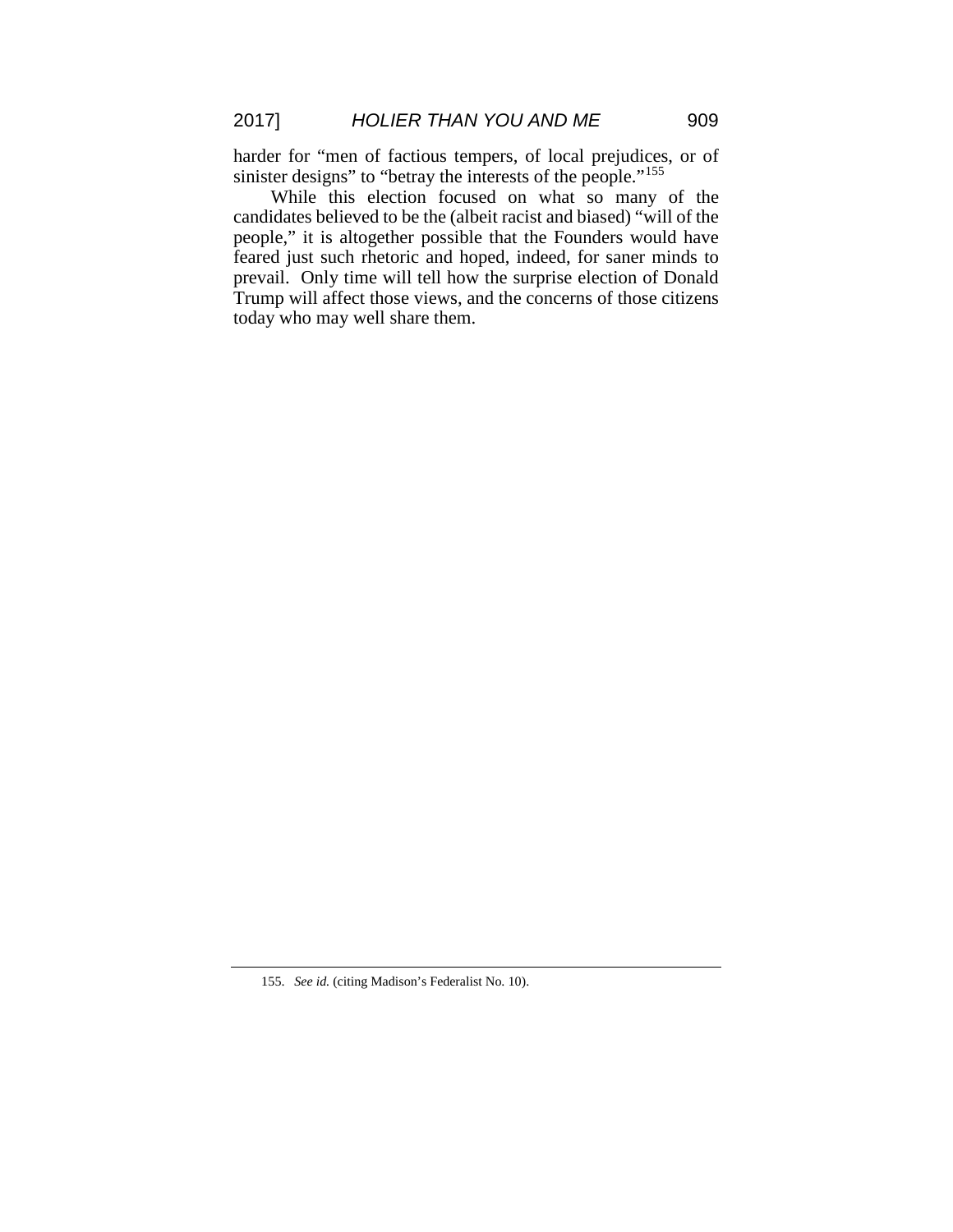harder for "men of factious tempers, of local prejudices, or of sinister designs" to "betray the interests of the people."[155]

While this election focused on what so many of the candidates believed to be the (albeit racist and biased) "will of the people," it is altogether possible that the Founders would have feared just such rhetoric and hoped, indeed, for saner minds to prevail. Only time will tell how the surprise election of Donald Trump will affect those views, and the concerns of those citizens today who may well share them.

---

155. *See id.* (citing Madison's Federalist No. 10).